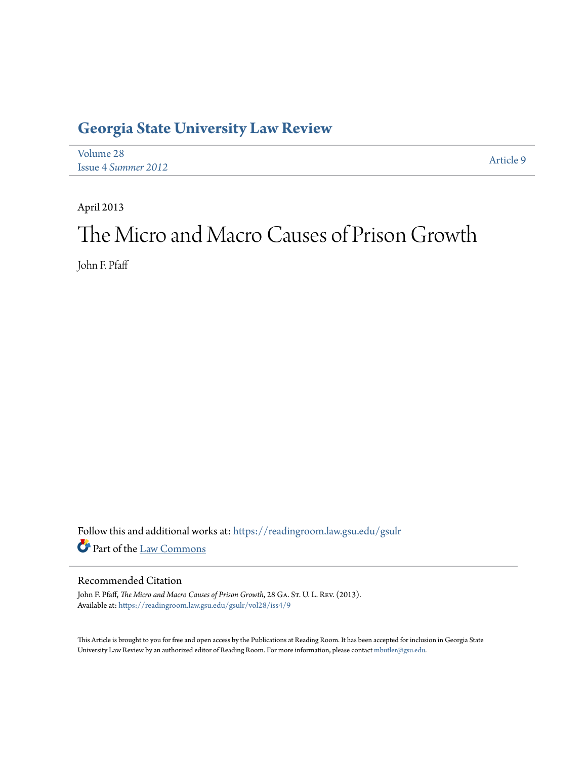# Georgia State University Law Review

Volume 28
Issue 4 *Summer 2012*

Article 9

April 2013

# The Micro and Macro Causes of Prison Growth

John F. Pfaff

Follow this and additional works at: https://readingroom.law.gsu.edu/gsulr

Part of the Law Commons

## Recommended Citation

John F. Pfaff, *The Micro and Macro Causes of Prison Growth*, 28 GA. ST. U. L. REV. (2013).
Available at: https://readingroom.law.gsu.edu/gsulr/vol28/iss4/9

This Article is brought to you for free and open access by the Publications at Reading Room. It has been accepted for inclusion in Georgia State University Law Review by an authorized editor of Reading Room. For more information, please contact mbutler@gsu.edu.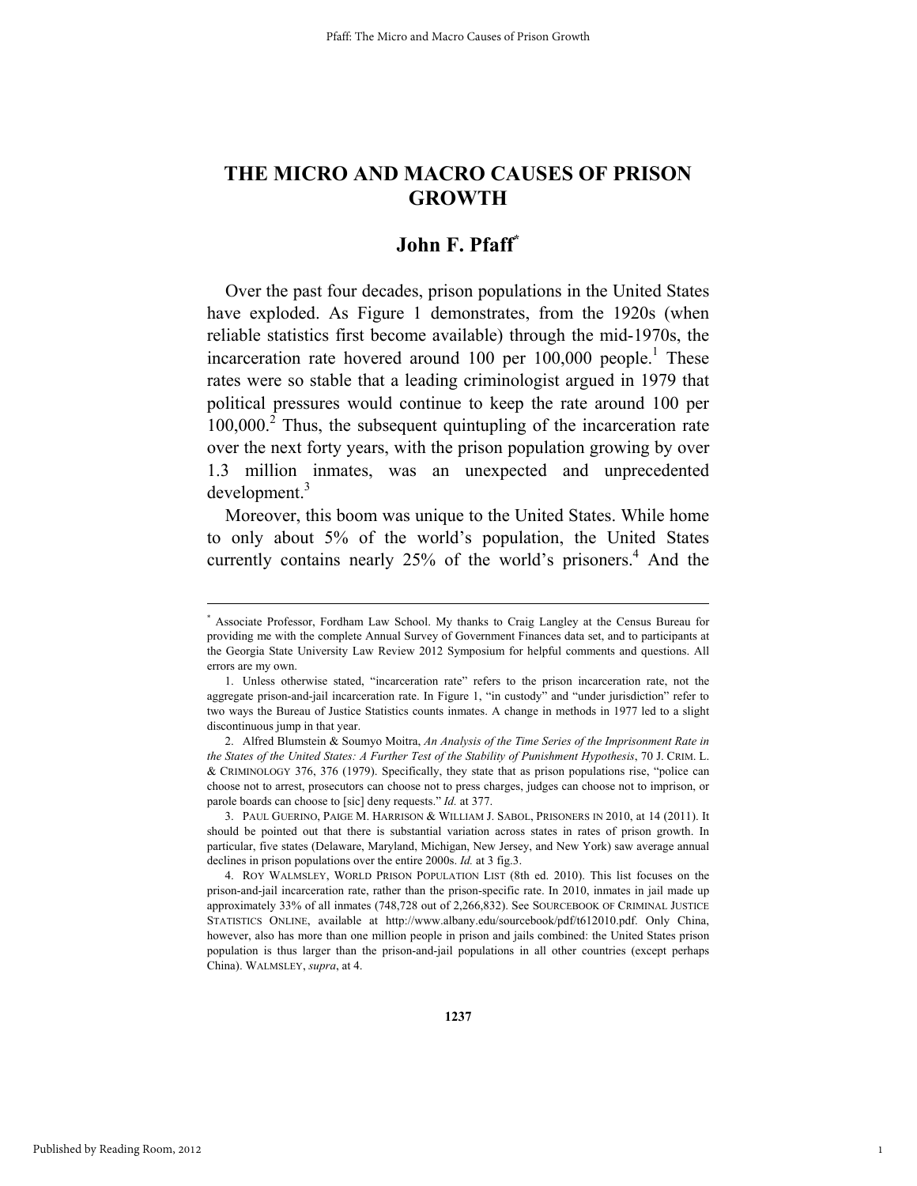# THE MICRO AND MACRO CAUSES OF PRISON GROWTH

## John F. Pfaff[*]

Over the past four decades, prison populations in the United States have exploded. As Figure 1 demonstrates, from the 1920s (when reliable statistics first become available) through the mid-1970s, the incarceration rate hovered around 100 per 100,000 people.[1] These rates were so stable that a leading criminologist argued in 1979 that political pressures would continue to keep the rate around 100 per 100,000.[2] Thus, the subsequent quintupling of the incarceration rate over the next forty years, with the prison population growing by over 1.3 million inmates, was an unexpected and unprecedented development.[3]

Moreover, this boom was unique to the United States. While home to only about 5% of the world's population, the United States currently contains nearly 25% of the world's prisoners.[4] And the

---

[*] Associate Professor, Fordham Law School. My thanks to Craig Langley at the Census Bureau for providing me with the complete Annual Survey of Government Finances data set, and to participants at the Georgia State University Law Review 2012 Symposium for helpful comments and questions. All errors are my own.

1. Unless otherwise stated, "incarceration rate" refers to the prison incarceration rate, not the aggregate prison-and-jail incarceration rate. In Figure 1, "in custody" and "under jurisdiction" refer to two ways the Bureau of Justice Statistics counts inmates. A change in methods in 1977 led to a slight discontinuous jump in that year.

2. Alfred Blumstein & Soumyo Moitra, *An Analysis of the Time Series of the Imprisonment Rate in the States of the United States: A Further Test of the Stability of Punishment Hypothesis*, 70 J. CRIM. L. & CRIMINOLOGY 376, 376 (1979). Specifically, they state that as prison populations rise, "police can choose not to arrest, prosecutors can choose not to press charges, judges can choose not to imprison, or parole boards can choose to [sic] deny requests." *Id.* at 377.

3. PAUL GUERINO, PAIGE M. HARRISON & WILLIAM J. SABOL, PRISONERS IN 2010, at 14 (2011). It should be pointed out that there is substantial variation across states in rates of prison growth. In particular, five states (Delaware, Maryland, Michigan, New Jersey, and New York) saw average annual declines in prison populations over the entire 2000s. *Id.* at 3 fig.3.

4. ROY WALMSLEY, WORLD PRISON POPULATION LIST (8th ed. 2010). This list focuses on the prison-and-jail incarceration rate, rather than the prison-specific rate. In 2010, inmates in jail made up approximately 33% of all inmates (748,728 out of 2,266,832). See SOURCEBOOK OF CRIMINAL JUSTICE STATISTICS ONLINE, available at http://www.albany.edu/sourcebook/pdf/t612010.pdf. Only China, however, also has more than one million people in prison and jails combined: the United States prison population is thus larger than the prison-and-jail populations in all other countries (except perhaps China). WALMSLEY, *supra*, at 4.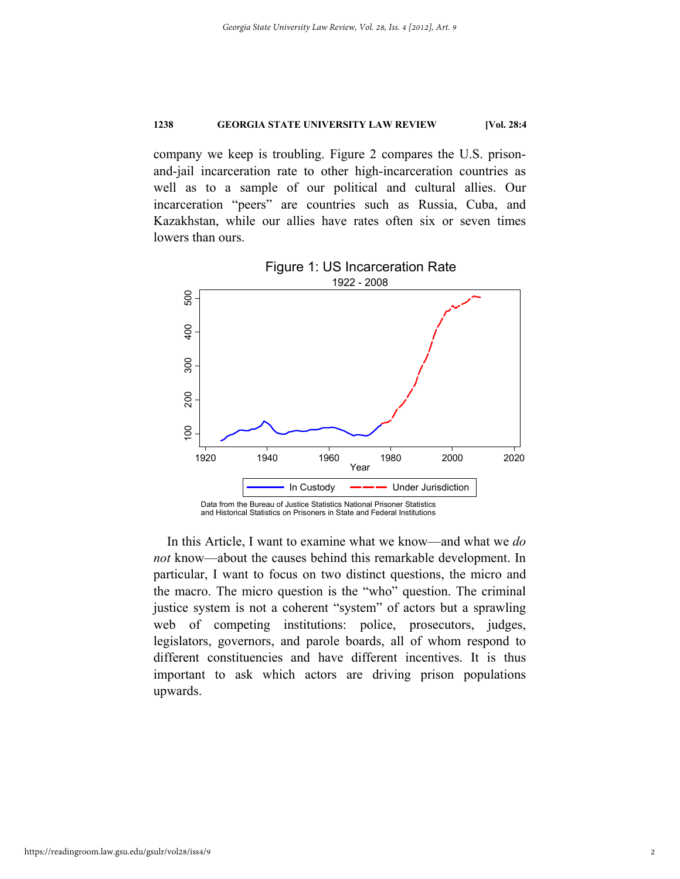company we keep is troubling. Figure 2 compares the U.S. prison-and-jail incarceration rate to other high-incarceration countries as well as to a sample of our political and cultural allies. Our incarceration "peers" are countries such as Russia, Cuba, and Kazakhstan, while our allies have rates often six or seven times lowers than ours.

Figure 1: US Incarceration Rate
1922 - 2008

Data from the Bureau of Justice Statistics National Prisoner Statistics and Historical Statistics on Prisoners in State and Federal Institutions

In this Article, I want to examine what we know—and what we *do not* know—about the causes behind this remarkable development. In particular, I want to focus on two distinct questions, the micro and the macro. The micro question is the "who" question. The criminal justice system is not a coherent "system" of actors but a sprawling web of competing institutions: police, prosecutors, judges, legislators, governors, and parole boards, all of whom respond to different constituencies and have different incentives. It is thus important to ask which actors are driving prison populations upwards.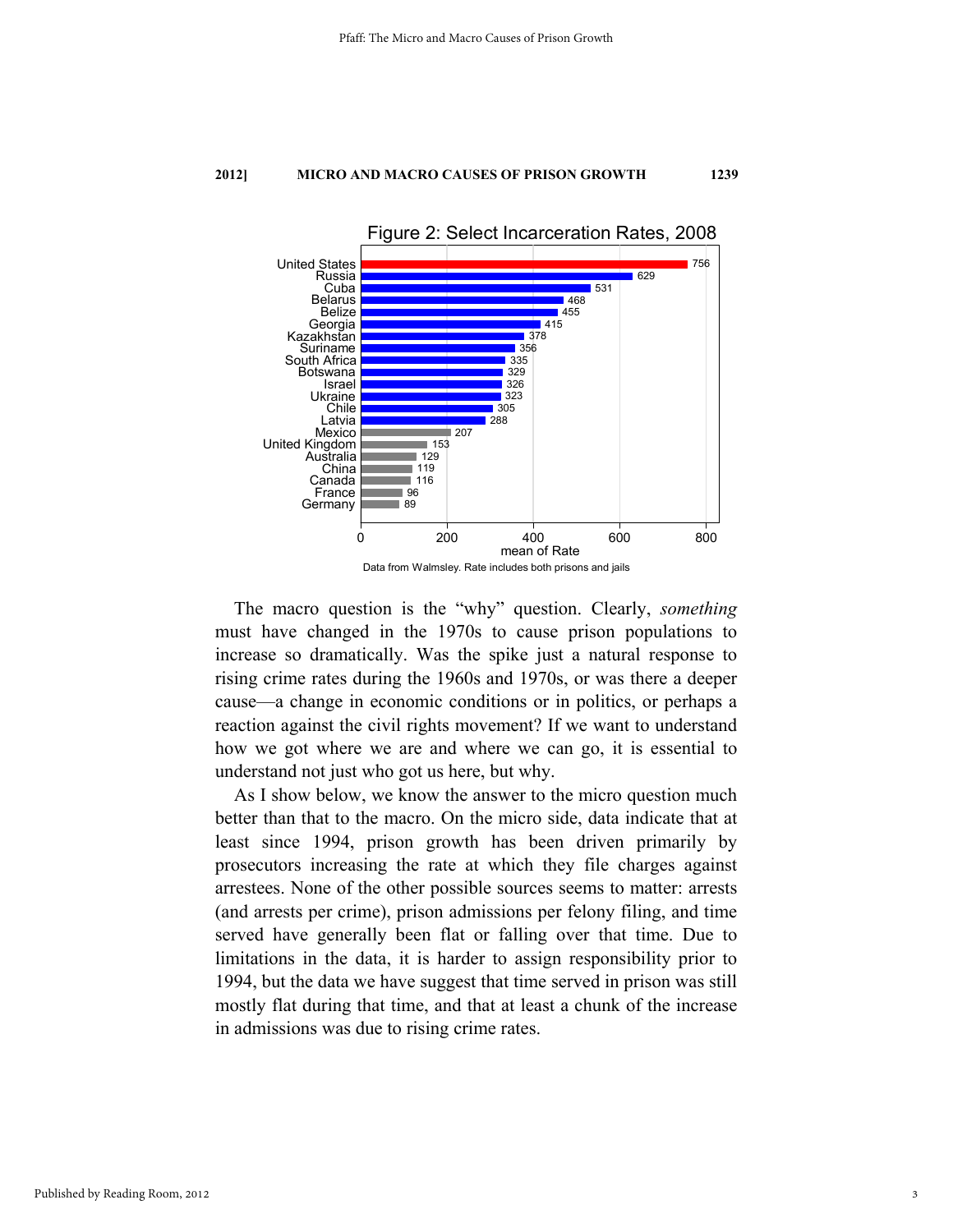Figure 2: Select Incarceration Rates, 2008

| Country | mean of Rate |
|---|---|
| United States | 756 |
| Russia | 629 |
| Cuba | 531 |
| Belarus | 468 |
| Belize | 455 |
| Georgia | 415 |
| Kazakhstan | 378 |
| Suriname | 356 |
| South Africa | 335 |
| Botswana | 329 |
| Israel | 326 |
| Ukraine | 323 |
| Chile | 305 |
| Latvia | 288 |
| Mexico | 207 |
| United Kingdom | 153 |
| Australia | 129 |
| China | 119 |
| Canada | 116 |
| France | 96 |
| Germany | 89 |

Data from Walmsley. Rate includes both prisons and jails

The macro question is the "why" question. Clearly, *something* must have changed in the 1970s to cause prison populations to increase so dramatically. Was the spike just a natural response to rising crime rates during the 1960s and 1970s, or was there a deeper cause—a change in economic conditions or in politics, or perhaps a reaction against the civil rights movement? If we want to understand how we got where we are and where we can go, it is essential to understand not just who got us here, but why.

As I show below, we know the answer to the micro question much better than that to the macro. On the micro side, data indicate that at least since 1994, prison growth has been driven primarily by prosecutors increasing the rate at which they file charges against arrestees. None of the other possible sources seems to matter: arrests (and arrests per crime), prison admissions per felony filing, and time served have generally been flat or falling over that time. Due to limitations in the data, it is harder to assign responsibility prior to 1994, but the data we have suggest that time served in prison was still mostly flat during that time, and that at least a chunk of the increase in admissions was due to rising crime rates.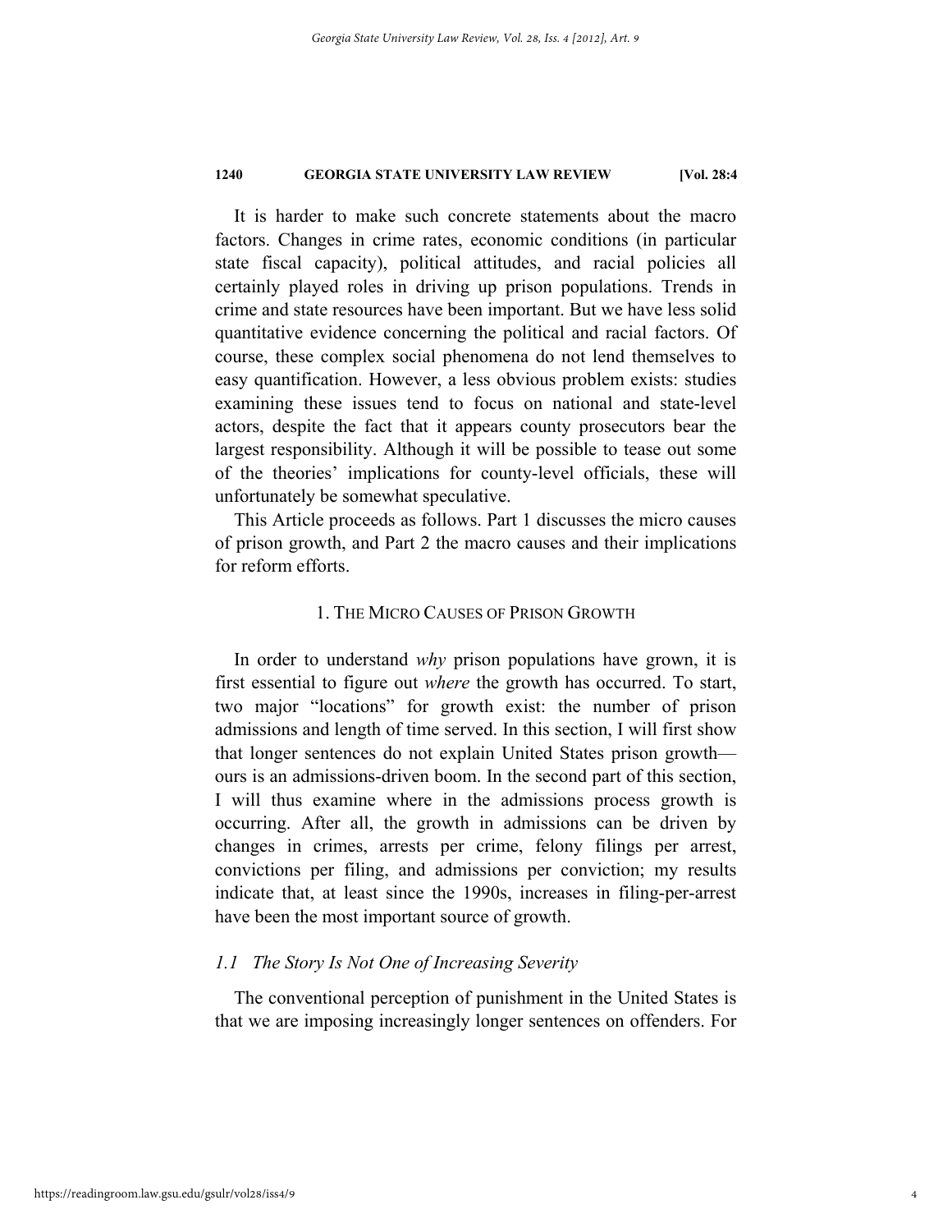It is harder to make such concrete statements about the macro factors. Changes in crime rates, economic conditions (in particular state fiscal capacity), political attitudes, and racial policies all certainly played roles in driving up prison populations. Trends in crime and state resources have been important. But we have less solid quantitative evidence concerning the political and racial factors. Of course, these complex social phenomena do not lend themselves to easy quantification. However, a less obvious problem exists: studies examining these issues tend to focus on national and state-level actors, despite the fact that it appears county prosecutors bear the largest responsibility. Although it will be possible to tease out some of the theories' implications for county-level officials, these will unfortunately be somewhat speculative.

This Article proceeds as follows. Part 1 discusses the micro causes of prison growth, and Part 2 the macro causes and their implications for reform efforts.

## 1. The Micro Causes of Prison Growth

In order to understand *why* prison populations have grown, it is first essential to figure out *where* the growth has occurred. To start, two major "locations" for growth exist: the number of prison admissions and length of time served. In this section, I will first show that longer sentences do not explain United States prison growth—ours is an admissions-driven boom. In the second part of this section, I will thus examine where in the admissions process growth is occurring. After all, the growth in admissions can be driven by changes in crimes, arrests per crime, felony filings per arrest, convictions per filing, and admissions per conviction; my results indicate that, at least since the 1990s, increases in filing-per-arrest have been the most important source of growth.

### *1.1 The Story Is Not One of Increasing Severity*

The conventional perception of punishment in the United States is that we are imposing increasingly longer sentences on offenders. For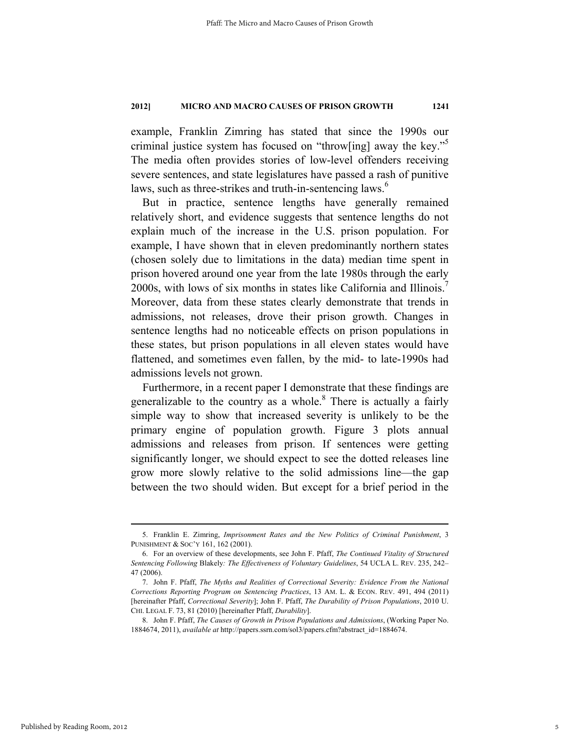example, Franklin Zimring has stated that since the 1990s our criminal justice system has focused on "throw[ing] away the key."[5] The media often provides stories of low-level offenders receiving severe sentences, and state legislatures have passed a rash of punitive laws, such as three-strikes and truth-in-sentencing laws.[6]

But in practice, sentence lengths have generally remained relatively short, and evidence suggests that sentence lengths do not explain much of the increase in the U.S. prison population. For example, I have shown that in eleven predominantly northern states (chosen solely due to limitations in the data) median time spent in prison hovered around one year from the late 1980s through the early 2000s, with lows of six months in states like California and Illinois.[7] Moreover, data from these states clearly demonstrate that trends in admissions, not releases, drove their prison growth. Changes in sentence lengths had no noticeable effects on prison populations in these states, but prison populations in all eleven states would have flattened, and sometimes even fallen, by the mid- to late-1990s had admissions levels not grown.

Furthermore, in a recent paper I demonstrate that these findings are generalizable to the country as a whole.[8] There is actually a fairly simple way to show that increased severity is unlikely to be the primary engine of population growth. Figure 3 plots annual admissions and releases from prison. If sentences were getting significantly longer, we should expect to see the dotted releases line grow more slowly relative to the solid admissions line—the gap between the two should widen. But except for a brief period in the

---

5. Franklin E. Zimring, *Imprisonment Rates and the New Politics of Criminal Punishment*, 3 PUNISHMENT & SOC'Y 161, 162 (2001).

6. For an overview of these developments, see John F. Pfaff, *The Continued Vitality of Structured Sentencing Following* Blakely*: The Effectiveness of Voluntary Guidelines*, 54 UCLA L. REV. 235, 242–47 (2006).

7. John F. Pfaff, *The Myths and Realities of Correctional Severity: Evidence From the National Corrections Reporting Program on Sentencing Practices*, 13 AM. L. & ECON. REV. 491, 494 (2011) [hereinafter Pfaff, *Correctional Severity*]; John F. Pfaff, *The Durability of Prison Populations*, 2010 U. CHI. LEGAL F. 73, 81 (2010) [hereinafter Pfaff, *Durability*].

8. John F. Pfaff, *The Causes of Growth in Prison Populations and Admissions*, (Working Paper No. 1884674, 2011), *available at* http://papers.ssrn.com/sol3/papers.cfm?abstract_id=1884674.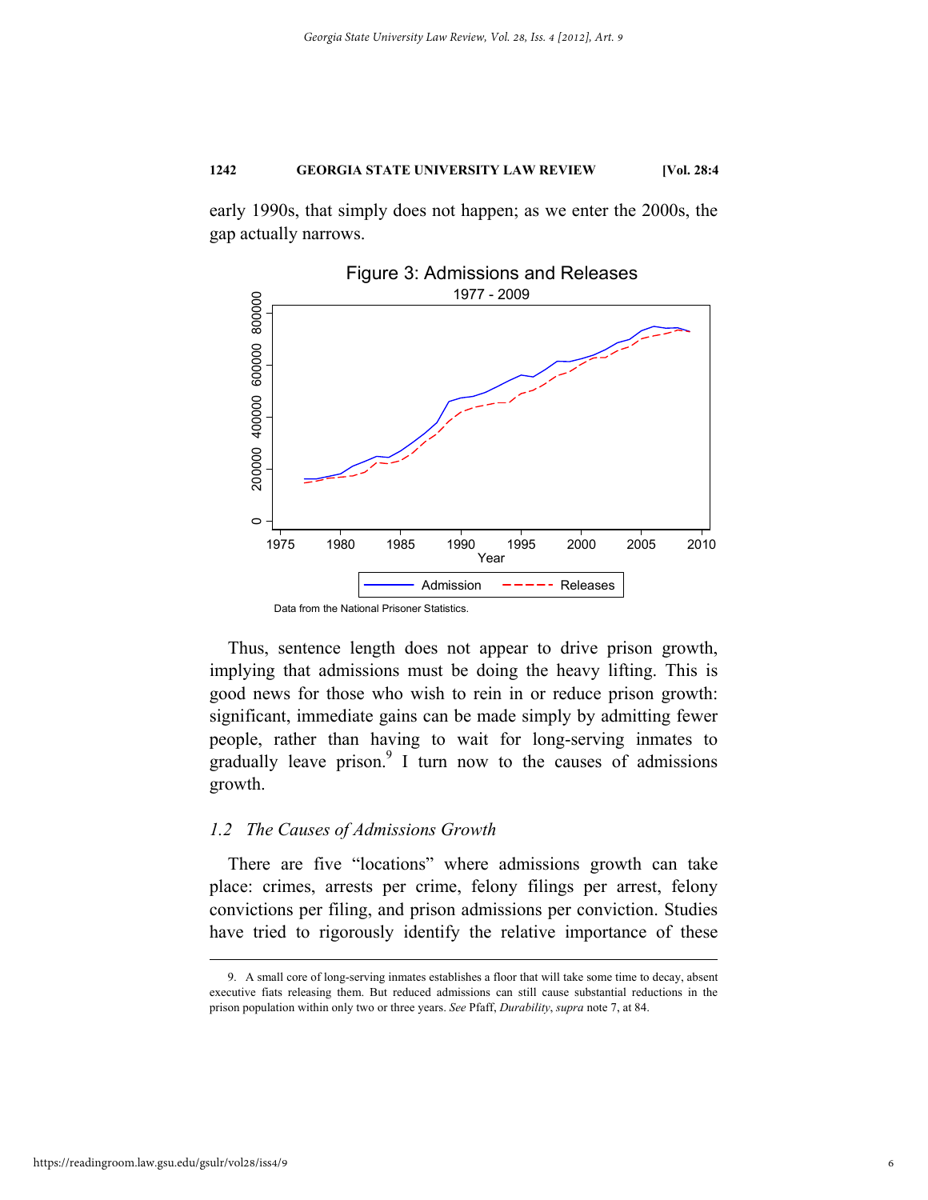early 1990s, that simply does not happen; as we enter the 2000s, the gap actually narrows.

Figure 3: Admissions and Releases

1977 - 2009

Data from the National Prisoner Statistics.

Thus, sentence length does not appear to drive prison growth, implying that admissions must be doing the heavy lifting. This is good news for those who wish to rein in or reduce prison growth: significant, immediate gains can be made simply by admitting fewer people, rather than having to wait for long-serving inmates to gradually leave prison.[9] I turn now to the causes of admissions growth.

### *1.2 The Causes of Admissions Growth*

There are five "locations" where admissions growth can take place: crimes, arrests per crime, felony filings per arrest, felony convictions per filing, and prison admissions per conviction. Studies have tried to rigorously identify the relative importance of these

---

9. A small core of long-serving inmates establishes a floor that will take some time to decay, absent executive fiats releasing them. But reduced admissions can still cause substantial reductions in the prison population within only two or three years. *See* Pfaff, *Durability*, *supra* note 7, at 84.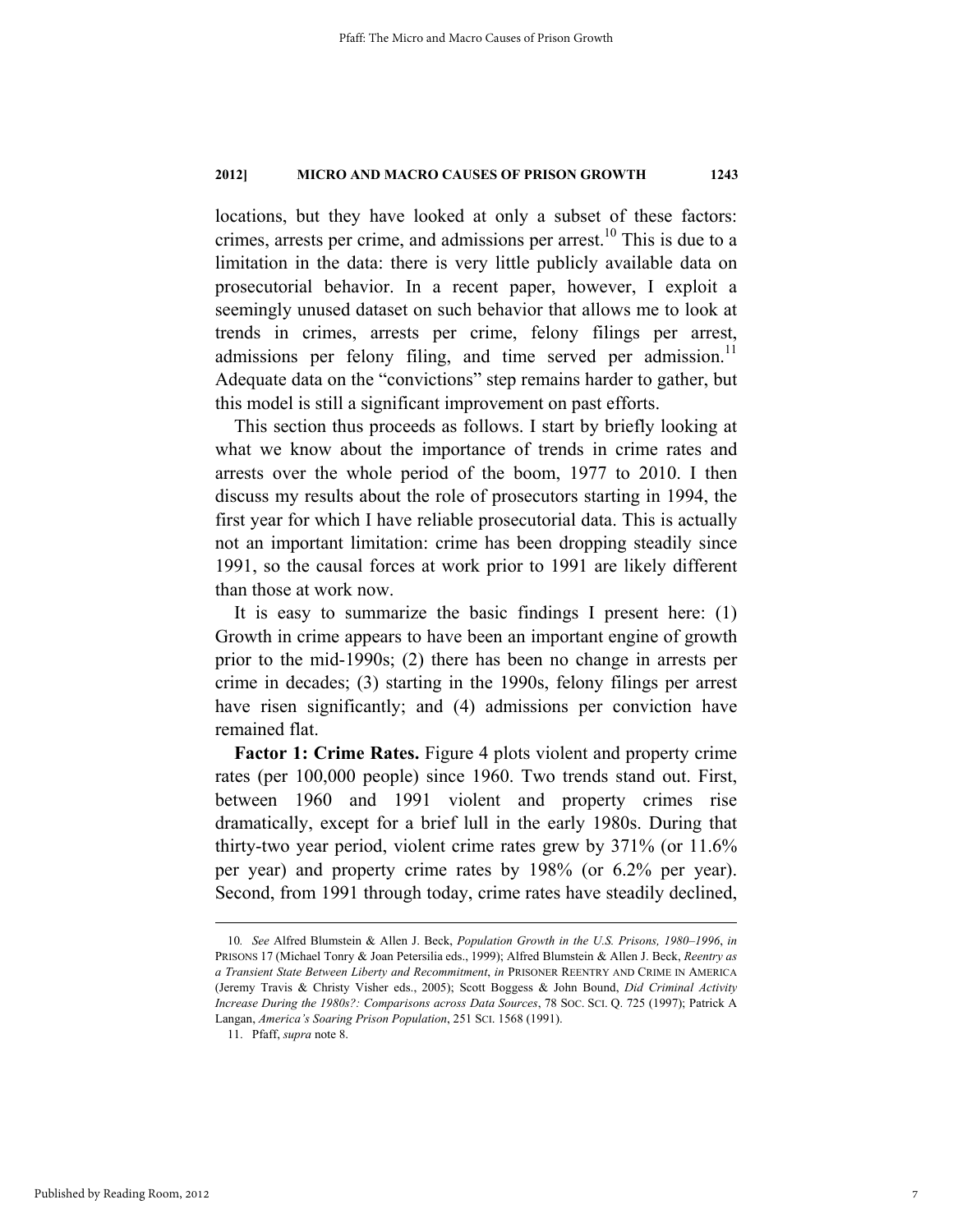locations, but they have looked at only a subset of these factors: crimes, arrests per crime, and admissions per arrest.[10] This is due to a limitation in the data: there is very little publicly available data on prosecutorial behavior. In a recent paper, however, I exploit a seemingly unused dataset on such behavior that allows me to look at trends in crimes, arrests per crime, felony filings per arrest, admissions per felony filing, and time served per admission.[11] Adequate data on the "convictions" step remains harder to gather, but this model is still a significant improvement on past efforts.

This section thus proceeds as follows. I start by briefly looking at what we know about the importance of trends in crime rates and arrests over the whole period of the boom, 1977 to 2010. I then discuss my results about the role of prosecutors starting in 1994, the first year for which I have reliable prosecutorial data. This is actually not an important limitation: crime has been dropping steadily since 1991, so the causal forces at work prior to 1991 are likely different than those at work now.

It is easy to summarize the basic findings I present here: (1) Growth in crime appears to have been an important engine of growth prior to the mid-1990s; (2) there has been no change in arrests per crime in decades; (3) starting in the 1990s, felony filings per arrest have risen significantly; and (4) admissions per conviction have remained flat.

**Factor 1: Crime Rates.** Figure 4 plots violent and property crime rates (per 100,000 people) since 1960. Two trends stand out. First, between 1960 and 1991 violent and property crimes rise dramatically, except for a brief lull in the early 1980s. During that thirty-two year period, violent crime rates grew by 371% (or 11.6% per year) and property crime rates by 198% (or 6.2% per year). Second, from 1991 through today, crime rates have steadily declined,

---

10. *See* Alfred Blumstein & Allen J. Beck, *Population Growth in the U.S. Prisons, 1980–1996*, *in* PRISONS 17 (Michael Tonry & Joan Petersilia eds., 1999); Alfred Blumstein & Allen J. Beck, *Reentry as a Transient State Between Liberty and Recommitment*, *in* PRISONER REENTRY AND CRIME IN AMERICA (Jeremy Travis & Christy Visher eds., 2005); Scott Boggess & John Bound, *Did Criminal Activity Increase During the 1980s?: Comparisons across Data Sources*, 78 SOC. SCI. Q. 725 (1997); Patrick A Langan, *America's Soaring Prison Population*, 251 SCI. 1568 (1991).

11. Pfaff, *supra* note 8.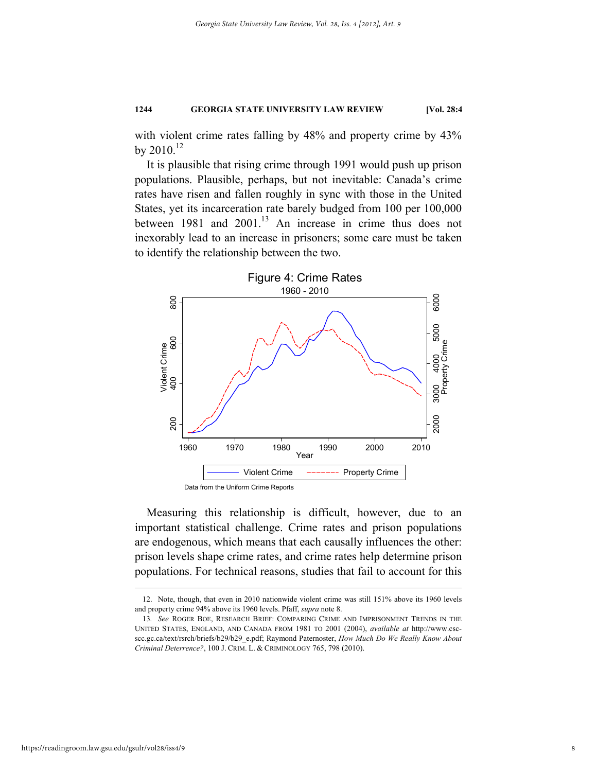with violent crime rates falling by 48% and property crime by 43% by 2010.[12]

It is plausible that rising crime through 1991 would push up prison populations. Plausible, perhaps, but not inevitable: Canada's crime rates have risen and fallen roughly in sync with those in the United States, yet its incarceration rate barely budged from 100 per 100,000 between 1981 and 2001.[13] An increase in crime thus does not inexorably lead to an increase in prisoners; some care must be taken to identify the relationship between the two.

Figure 4: Crime Rates
1960 - 2010

Data from the Uniform Crime Reports

Measuring this relationship is difficult, however, due to an important statistical challenge. Crime rates and prison populations are endogenous, which means that each causally influences the other: prison levels shape crime rates, and crime rates help determine prison populations. For technical reasons, studies that fail to account for this

---

12. Note, though, that even in 2010 nationwide violent crime was still 151% above its 1960 levels and property crime 94% above its 1960 levels. Pfaff, *supra* note 8.

13. *See* ROGER BOE, RESEARCH BRIEF: COMPARING CRIME AND IMPRISONMENT TRENDS IN THE UNITED STATES, ENGLAND, AND CANADA FROM 1981 TO 2001 (2004), *available at* http://www.csc-scc.gc.ca/text/rsrch/briefs/b29/b29_e.pdf; Raymond Paternoster, *How Much Do We Really Know About Criminal Deterrence?*, 100 J. CRIM. L. & CRIMINOLOGY 765, 798 (2010).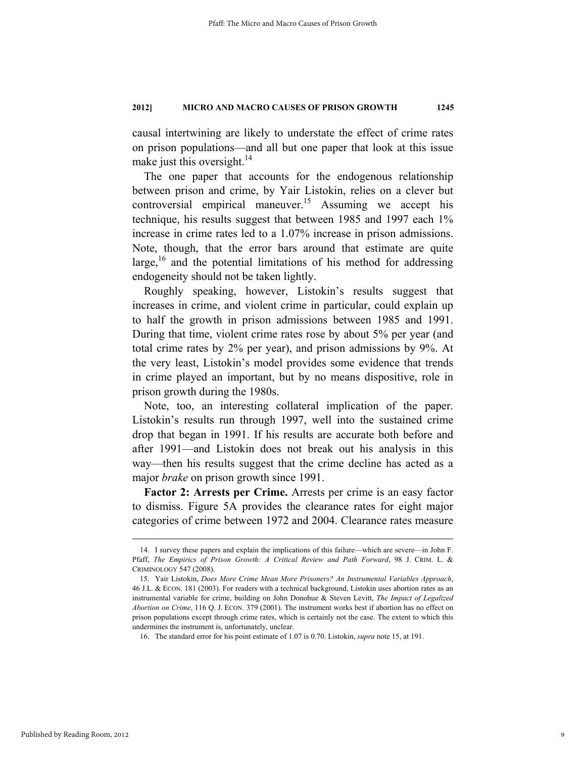causal intertwining are likely to understate the effect of crime rates on prison populations—and all but one paper that look at this issue make just this oversight.[14]

The one paper that accounts for the endogenous relationship between prison and crime, by Yair Listokin, relies on a clever but controversial empirical maneuver.[15] Assuming we accept his technique, his results suggest that between 1985 and 1997 each 1% increase in crime rates led to a 1.07% increase in prison admissions. Note, though, that the error bars around that estimate are quite large,[16] and the potential limitations of his method for addressing endogeneity should not be taken lightly.

Roughly speaking, however, Listokin's results suggest that increases in crime, and violent crime in particular, could explain up to half the growth in prison admissions between 1985 and 1991. During that time, violent crime rates rose by about 5% per year (and total crime rates by 2% per year), and prison admissions by 9%. At the very least, Listokin's model provides some evidence that trends in crime played an important, but by no means dispositive, role in prison growth during the 1980s.

Note, too, an interesting collateral implication of the paper. Listokin's results run through 1997, well into the sustained crime drop that began in 1991. If his results are accurate both before and after 1991—and Listokin does not break out his analysis in this way—then his results suggest that the crime decline has acted as a major *brake* on prison growth since 1991.

**Factor 2: Arrests per Crime.** Arrests per crime is an easy factor to dismiss. Figure 5A provides the clearance rates for eight major categories of crime between 1972 and 2004. Clearance rates measure

---

14. I survey these papers and explain the implications of this failure—which are severe—in John F. Pfaff, *The Empirics of Prison Growth: A Critical Review and Path Forward*, 98 J. CRIM. L. & CRIMINOLOGY 547 (2008).

15. Yair Listokin, *Does More Crime Mean More Prisoners? An Instrumental Variables Approach*, 46 J.L. & ECON. 181 (2003). For readers with a technical background, Listokin uses abortion rates as an instrumental variable for crime, building on John Donohue & Steven Levitt, *The Impact of Legalized Abortion on Crime*, 116 Q. J. ECON. 379 (2001). The instrument works best if abortion has no effect on prison populations except through crime rates, which is certainly not the case. The extent to which this undermines the instrument is, unfortunately, unclear.

16. The standard error for his point estimate of 1.07 is 0.70. Listokin, *supra* note 15, at 191.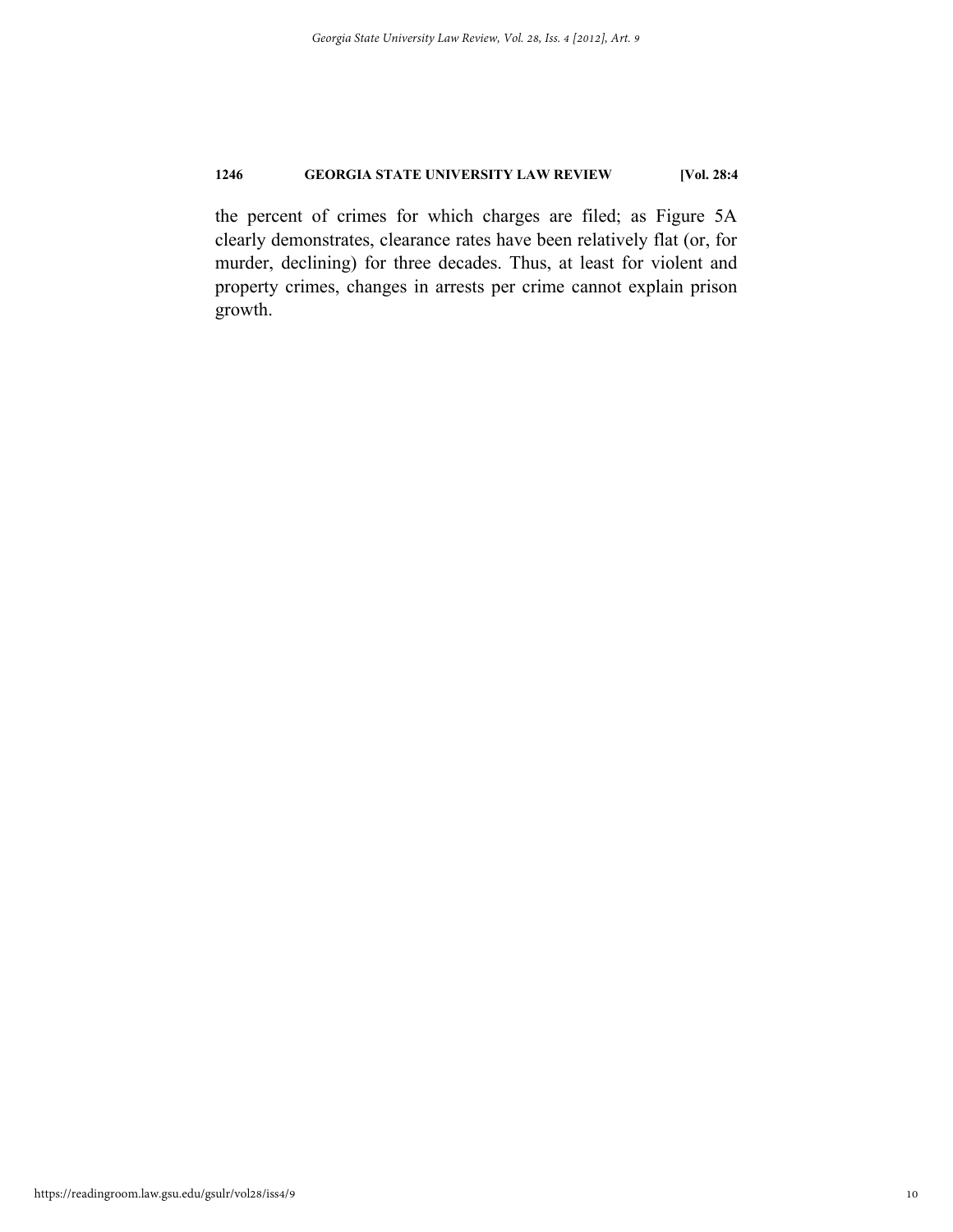the percent of crimes for which charges are filed; as Figure 5A clearly demonstrates, clearance rates have been relatively flat (or, for murder, declining) for three decades. Thus, at least for violent and property crimes, changes in arrests per crime cannot explain prison growth.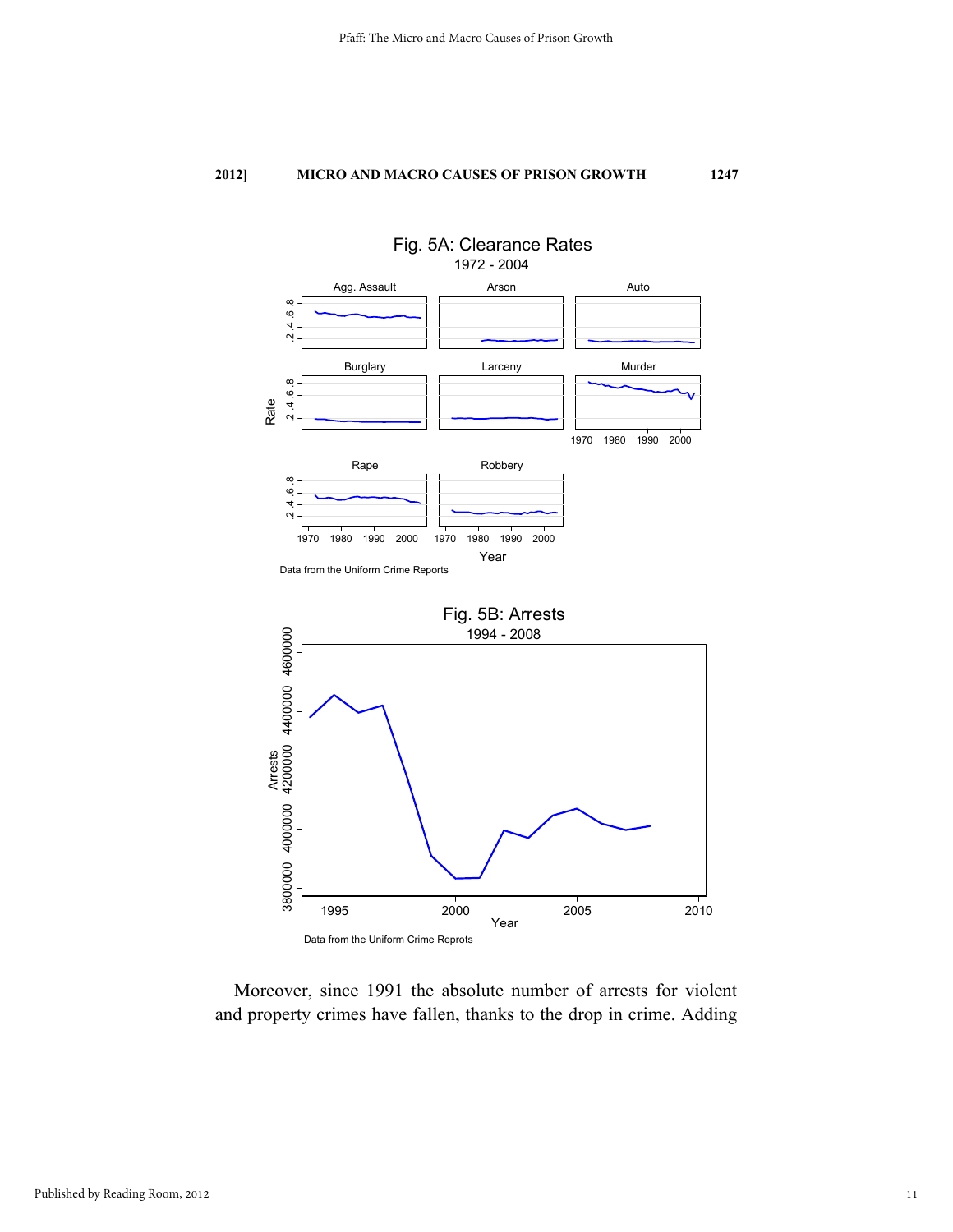Fig. 5A: Clearance Rates

1972 - 2004

Data from the Uniform Crime Reports

Fig. 5B: Arrests

1994 - 2008

Data from the Uniform Crime Reprots

Moreover, since 1991 the absolute number of arrests for violent and property crimes have fallen, thanks to the drop in crime. Adding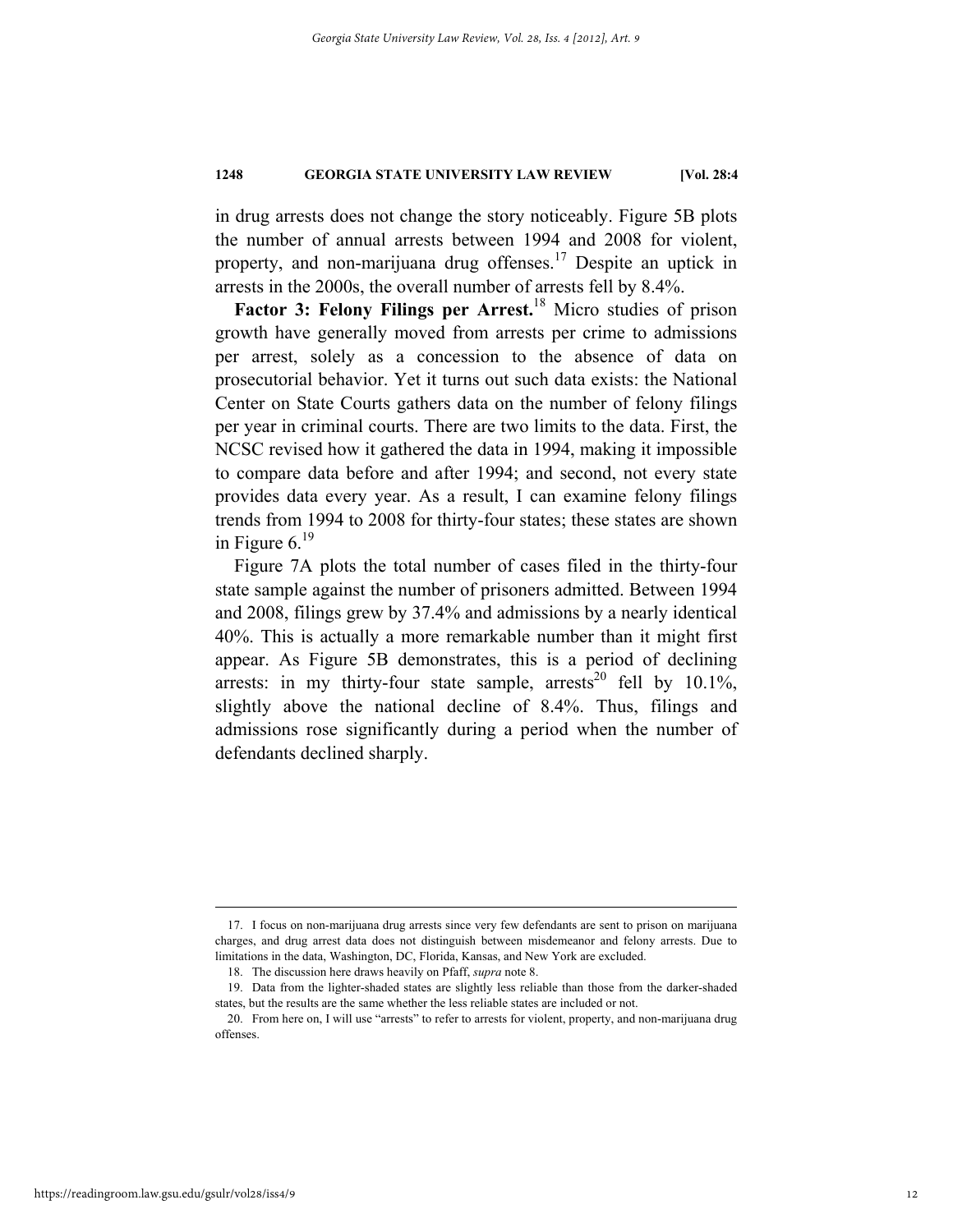in drug arrests does not change the story noticeably. Figure 5B plots the number of annual arrests between 1994 and 2008 for violent, property, and non-marijuana drug offenses.[17] Despite an uptick in arrests in the 2000s, the overall number of arrests fell by 8.4%.

**Factor 3: Felony Filings per Arrest.**[18] Micro studies of prison growth have generally moved from arrests per crime to admissions per arrest, solely as a concession to the absence of data on prosecutorial behavior. Yet it turns out such data exists: the National Center on State Courts gathers data on the number of felony filings per year in criminal courts. There are two limits to the data. First, the NCSC revised how it gathered the data in 1994, making it impossible to compare data before and after 1994; and second, not every state provides data every year. As a result, I can examine felony filings trends from 1994 to 2008 for thirty-four states; these states are shown in Figure 6.[19]

Figure 7A plots the total number of cases filed in the thirty-four state sample against the number of prisoners admitted. Between 1994 and 2008, filings grew by 37.4% and admissions by a nearly identical 40%. This is actually a more remarkable number than it might first appear. As Figure 5B demonstrates, this is a period of declining arrests: in my thirty-four state sample, arrests[20] fell by 10.1%, slightly above the national decline of 8.4%. Thus, filings and admissions rose significantly during a period when the number of defendants declined sharply.

---

17. I focus on non-marijuana drug arrests since very few defendants are sent to prison on marijuana charges, and drug arrest data does not distinguish between misdemeanor and felony arrests. Due to limitations in the data, Washington, DC, Florida, Kansas, and New York are excluded.

18. The discussion here draws heavily on Pfaff, *supra* note 8.

19. Data from the lighter-shaded states are slightly less reliable than those from the darker-shaded states, but the results are the same whether the less reliable states are included or not.

20. From here on, I will use "arrests" to refer to arrests for violent, property, and non-marijuana drug offenses.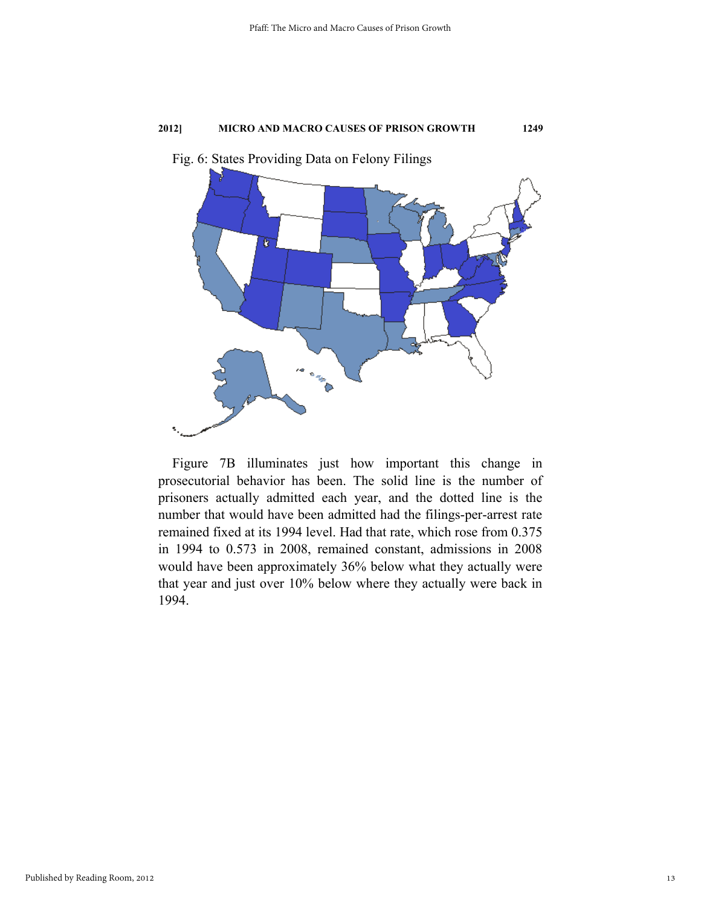Fig. 6: States Providing Data on Felony Filings

Figure 7B illuminates just how important this change in prosecutorial behavior has been. The solid line is the number of prisoners actually admitted each year, and the dotted line is the number that would have been admitted had the filings-per-arrest rate remained fixed at its 1994 level. Had that rate, which rose from 0.375 in 1994 to 0.573 in 2008, remained constant, admissions in 2008 would have been approximately 36% below what they actually were that year and just over 10% below where they actually were back in 1994.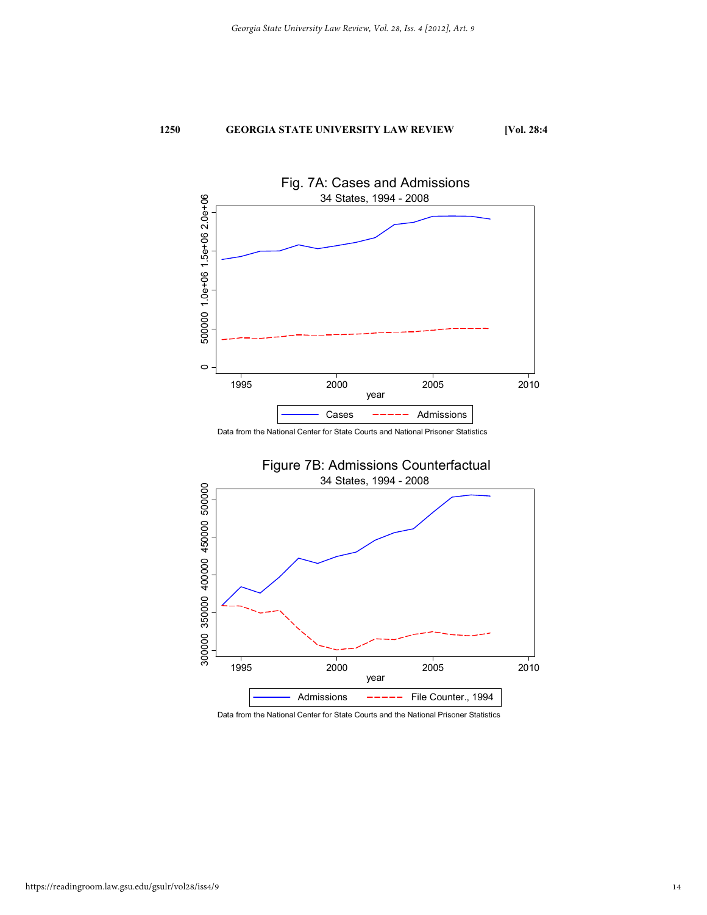Fig. 7A: Cases and Admissions

34 States, 1994 - 2008

Data from the National Center for State Courts and National Prisoner Statistics

Figure 7B: Admissions Counterfactual

34 States, 1994 - 2008

Data from the National Center for State Courts and the National Prisoner Statistics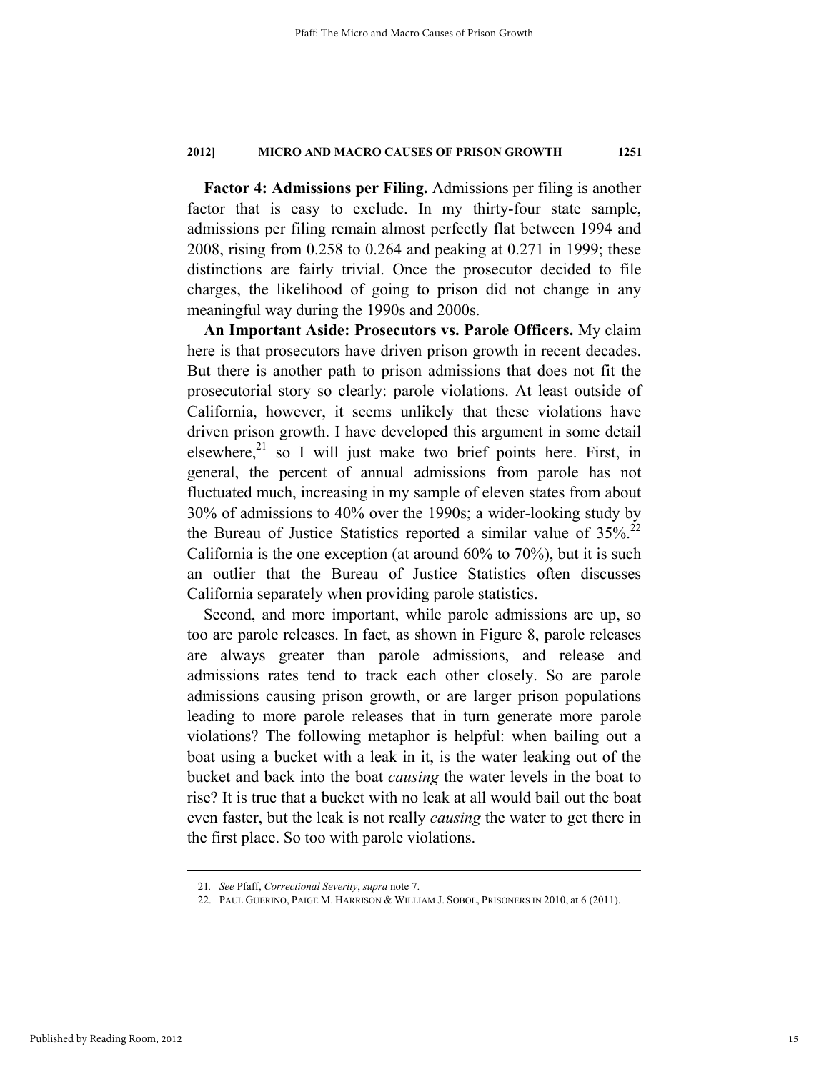**Factor 4: Admissions per Filing.** Admissions per filing is another factor that is easy to exclude. In my thirty-four state sample, admissions per filing remain almost perfectly flat between 1994 and 2008, rising from 0.258 to 0.264 and peaking at 0.271 in 1999; these distinctions are fairly trivial. Once the prosecutor decided to file charges, the likelihood of going to prison did not change in any meaningful way during the 1990s and 2000s.

**An Important Aside: Prosecutors vs. Parole Officers.** My claim here is that prosecutors have driven prison growth in recent decades. But there is another path to prison admissions that does not fit the prosecutorial story so clearly: parole violations. At least outside of California, however, it seems unlikely that these violations have driven prison growth. I have developed this argument in some detail elsewhere,[21] so I will just make two brief points here. First, in general, the percent of annual admissions from parole has not fluctuated much, increasing in my sample of eleven states from about 30% of admissions to 40% over the 1990s; a wider-looking study by the Bureau of Justice Statistics reported a similar value of 35%.[22] California is the one exception (at around 60% to 70%), but it is such an outlier that the Bureau of Justice Statistics often discusses California separately when providing parole statistics.

Second, and more important, while parole admissions are up, so too are parole releases. In fact, as shown in Figure 8, parole releases are always greater than parole admissions, and release and admissions rates tend to track each other closely. So are parole admissions causing prison growth, or are larger prison populations leading to more parole releases that in turn generate more parole violations? The following metaphor is helpful: when bailing out a boat using a bucket with a leak in it, is the water leaking out of the bucket and back into the boat *causing* the water levels in the boat to rise? It is true that a bucket with no leak at all would bail out the boat even faster, but the leak is not really *causing* the water to get there in the first place. So too with parole violations.

---

21. *See* Pfaff, *Correctional Severity*, *supra* note 7.

22. PAUL GUERINO, PAIGE M. HARRISON & WILLIAM J. SOBOL, PRISONERS IN 2010, at 6 (2011).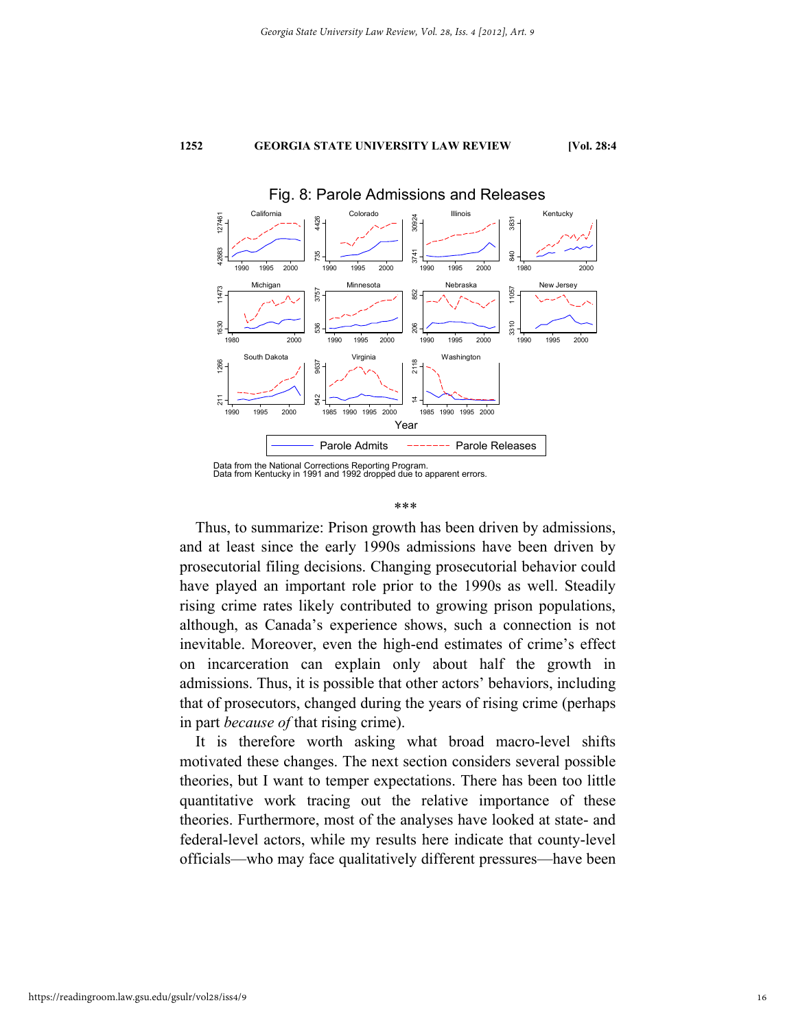Fig. 8: Parole Admissions and Releases

Data from the National Corrections Reporting Program.
Data from Kentucky in 1991 and 1992 dropped due to apparent errors.

\*\*\*

Thus, to summarize: Prison growth has been driven by admissions, and at least since the early 1990s admissions have been driven by prosecutorial filing decisions. Changing prosecutorial behavior could have played an important role prior to the 1990s as well. Steadily rising crime rates likely contributed to growing prison populations, although, as Canada's experience shows, such a connection is not inevitable. Moreover, even the high-end estimates of crime's effect on incarceration can explain only about half the growth in admissions. Thus, it is possible that other actors' behaviors, including that of prosecutors, changed during the years of rising crime (perhaps in part *because of* that rising crime).

It is therefore worth asking what broad macro-level shifts motivated these changes. The next section considers several possible theories, but I want to temper expectations. There has been too little quantitative work tracing out the relative importance of these theories. Furthermore, most of the analyses have looked at state- and federal-level actors, while my results here indicate that county-level officials—who may face qualitatively different pressures—have been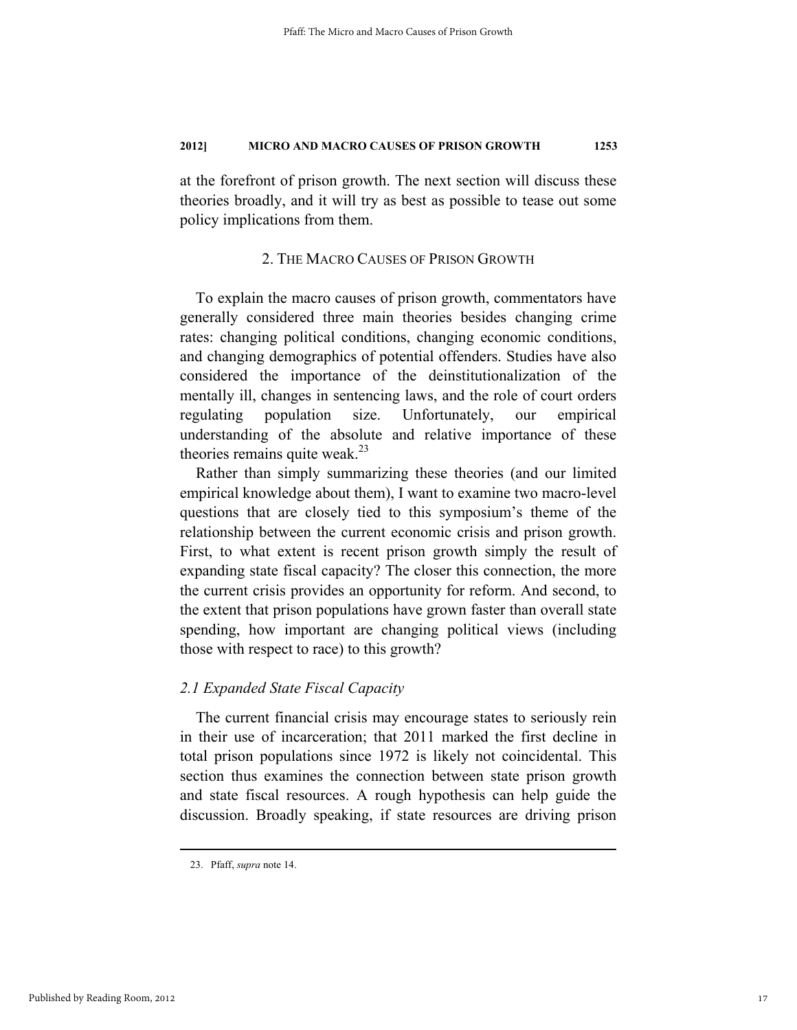at the forefront of prison growth. The next section will discuss these theories broadly, and it will try as best as possible to tease out some policy implications from them.

## 2. THE MACRO CAUSES OF PRISON GROWTH

To explain the macro causes of prison growth, commentators have generally considered three main theories besides changing crime rates: changing political conditions, changing economic conditions, and changing demographics of potential offenders. Studies have also considered the importance of the deinstitutionalization of the mentally ill, changes in sentencing laws, and the role of court orders regulating population size. Unfortunately, our empirical understanding of the absolute and relative importance of these theories remains quite weak.[23]

Rather than simply summarizing these theories (and our limited empirical knowledge about them), I want to examine two macro-level questions that are closely tied to this symposium's theme of the relationship between the current economic crisis and prison growth. First, to what extent is recent prison growth simply the result of expanding state fiscal capacity? The closer this connection, the more the current crisis provides an opportunity for reform. And second, to the extent that prison populations have grown faster than overall state spending, how important are changing political views (including those with respect to race) to this growth?

### *2.1 Expanded State Fiscal Capacity*

The current financial crisis may encourage states to seriously rein in their use of incarceration; that 2011 marked the first decline in total prison populations since 1972 is likely not coincidental. This section thus examines the connection between state prison growth and state fiscal resources. A rough hypothesis can help guide the discussion. Broadly speaking, if state resources are driving prison

---

23. Pfaff, *supra* note 14.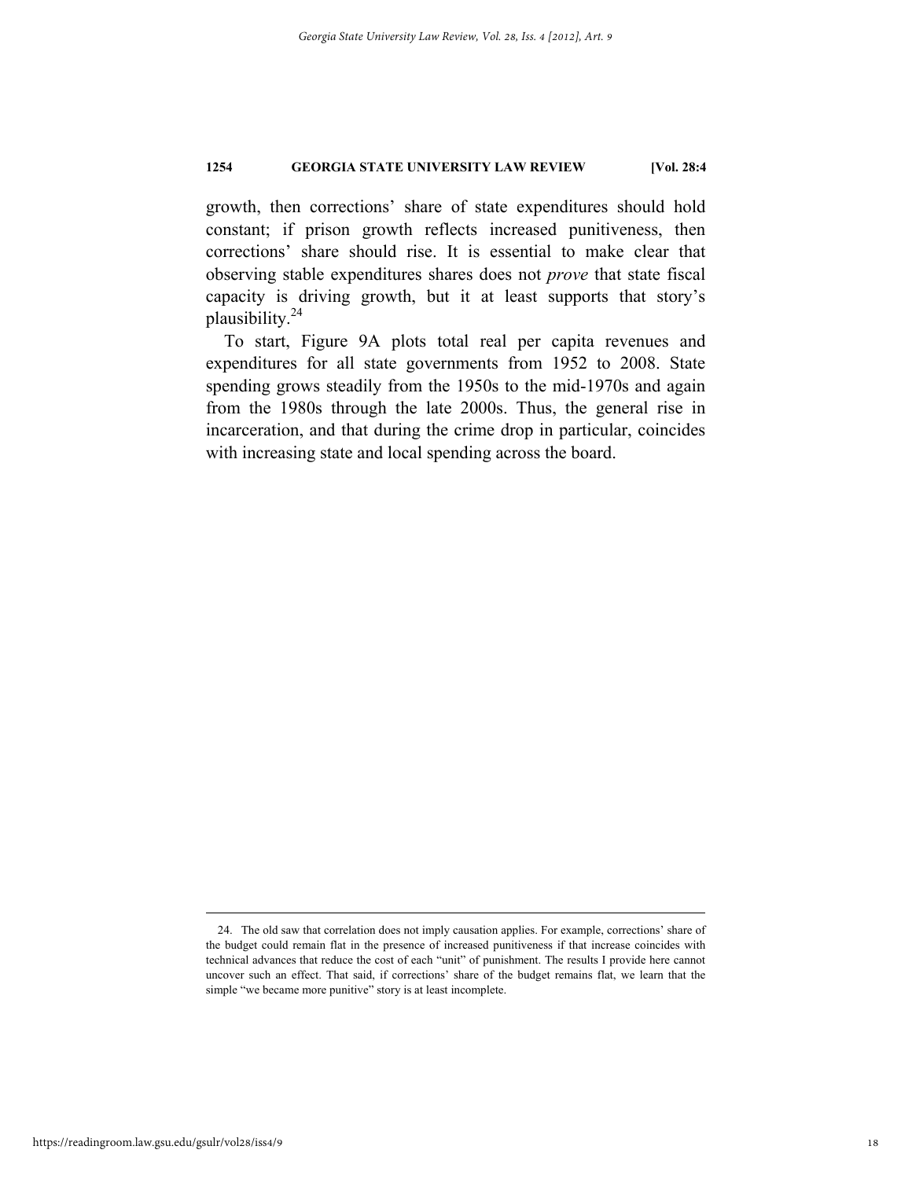growth, then corrections' share of state expenditures should hold constant; if prison growth reflects increased punitiveness, then corrections' share should rise. It is essential to make clear that observing stable expenditures shares does not *prove* that state fiscal capacity is driving growth, but it at least supports that story's plausibility.[24]

To start, Figure 9A plots total real per capita revenues and expenditures for all state governments from 1952 to 2008. State spending grows steadily from the 1950s to the mid-1970s and again from the 1980s through the late 2000s. Thus, the general rise in incarceration, and that during the crime drop in particular, coincides with increasing state and local spending across the board.

---

24. The old saw that correlation does not imply causation applies. For example, corrections' share of the budget could remain flat in the presence of increased punitiveness if that increase coincides with technical advances that reduce the cost of each "unit" of punishment. The results I provide here cannot uncover such an effect. That said, if corrections' share of the budget remains flat, we learn that the simple "we became more punitive" story is at least incomplete.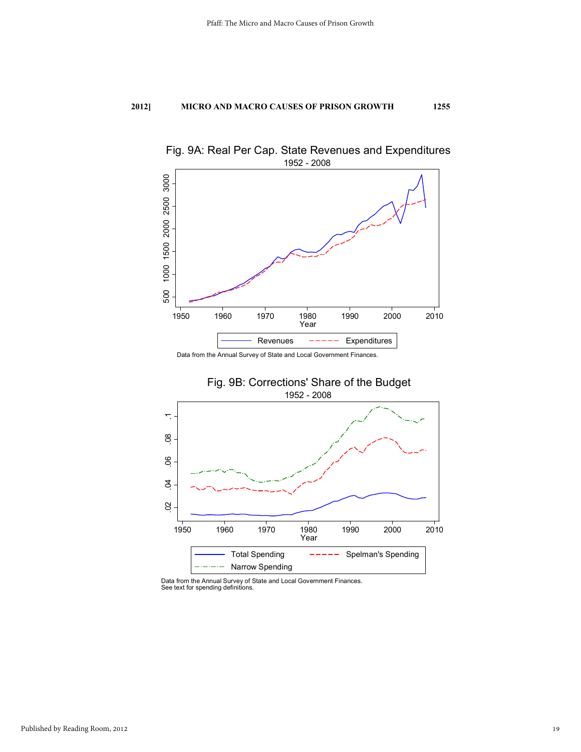Fig. 9A: Real Per Cap. State Revenues and Expenditures

1952 - 2008

Data from the Annual Survey of State and Local Government Finances.

Fig. 9B: Corrections' Share of the Budget

1952 - 2008

Data from the Annual Survey of State and Local Government Finances.
See text for spending definitions.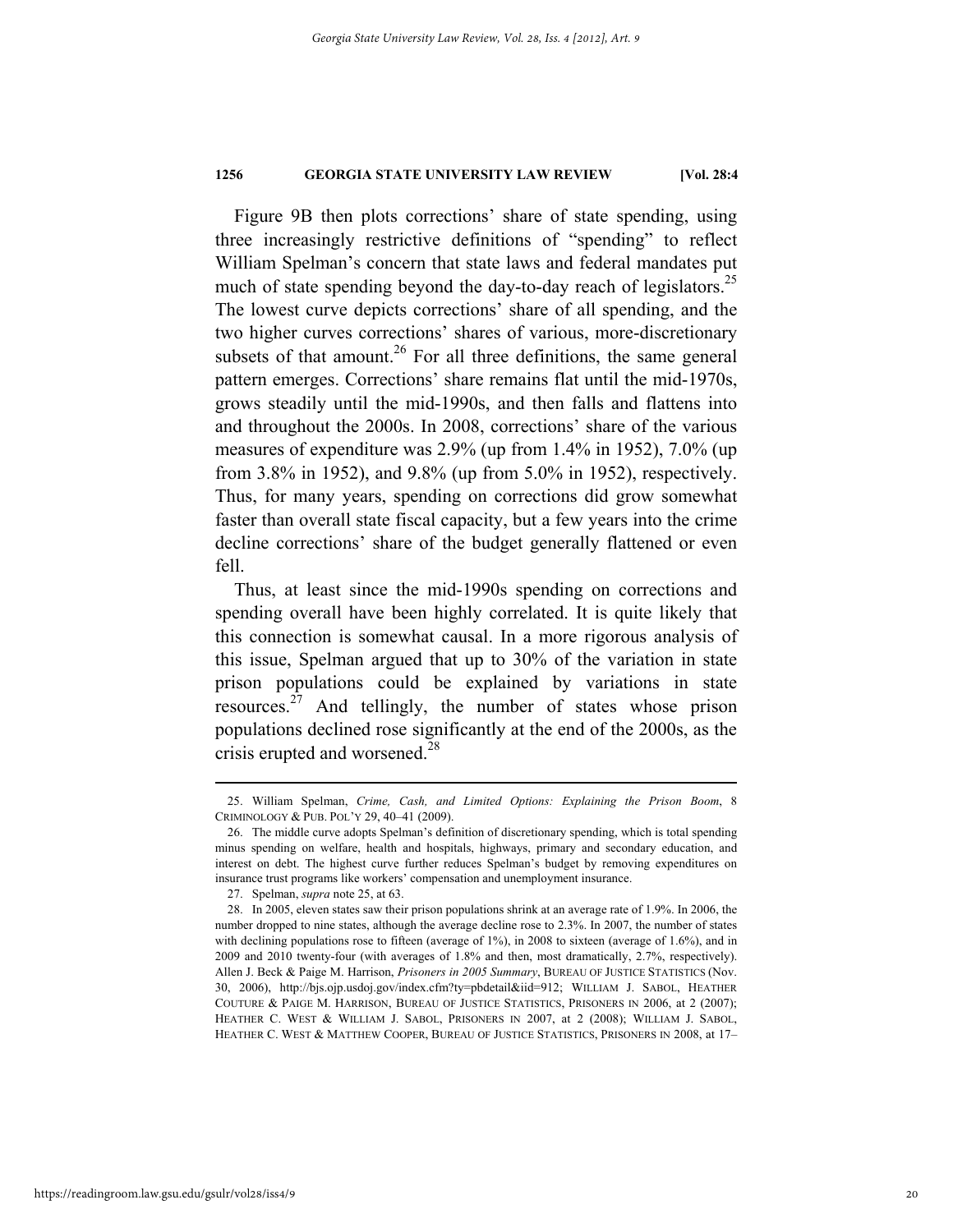Figure 9B then plots corrections' share of state spending, using three increasingly restrictive definitions of "spending" to reflect William Spelman's concern that state laws and federal mandates put much of state spending beyond the day-to-day reach of legislators.[25] The lowest curve depicts corrections' share of all spending, and the two higher curves corrections' shares of various, more-discretionary subsets of that amount.[26] For all three definitions, the same general pattern emerges. Corrections' share remains flat until the mid-1970s, grows steadily until the mid-1990s, and then falls and flattens into and throughout the 2000s. In 2008, corrections' share of the various measures of expenditure was 2.9% (up from 1.4% in 1952), 7.0% (up from 3.8% in 1952), and 9.8% (up from 5.0% in 1952), respectively. Thus, for many years, spending on corrections did grow somewhat faster than overall state fiscal capacity, but a few years into the crime decline corrections' share of the budget generally flattened or even fell.

Thus, at least since the mid-1990s spending on corrections and spending overall have been highly correlated. It is quite likely that this connection is somewhat causal. In a more rigorous analysis of this issue, Spelman argued that up to 30% of the variation in state prison populations could be explained by variations in state resources.[27] And tellingly, the number of states whose prison populations declined rose significantly at the end of the 2000s, as the crisis erupted and worsened.[28]

---

25. William Spelman, *Crime, Cash, and Limited Options: Explaining the Prison Boom*, 8 CRIMINOLOGY & PUB. POL'Y 29, 40–41 (2009).

26. The middle curve adopts Spelman's definition of discretionary spending, which is total spending minus spending on welfare, health and hospitals, highways, primary and secondary education, and interest on debt. The highest curve further reduces Spelman's budget by removing expenditures on insurance trust programs like workers' compensation and unemployment insurance.

27. Spelman, *supra* note 25, at 63.

28. In 2005, eleven states saw their prison populations shrink at an average rate of 1.9%. In 2006, the number dropped to nine states, although the average decline rose to 2.3%. In 2007, the number of states with declining populations rose to fifteen (average of 1%), in 2008 to sixteen (average of 1.6%), and in 2009 and 2010 twenty-four (with averages of 1.8% and then, most dramatically, 2.7%, respectively). Allen J. Beck & Paige M. Harrison, *Prisoners in 2005 Summary*, BUREAU OF JUSTICE STATISTICS (Nov. 30, 2006), http://bjs.ojp.usdoj.gov/index.cfm?ty=pbdetail&iid=912; WILLIAM J. SABOL, HEATHER COUTURE & PAIGE M. HARRISON, BUREAU OF JUSTICE STATISTICS, PRISONERS IN 2006, at 2 (2007); HEATHER C. WEST & WILLIAM J. SABOL, PRISONERS IN 2007, at 2 (2008); WILLIAM J. SABOL, HEATHER C. WEST & MATTHEW COOPER, BUREAU OF JUSTICE STATISTICS, PRISONERS IN 2008, at 17–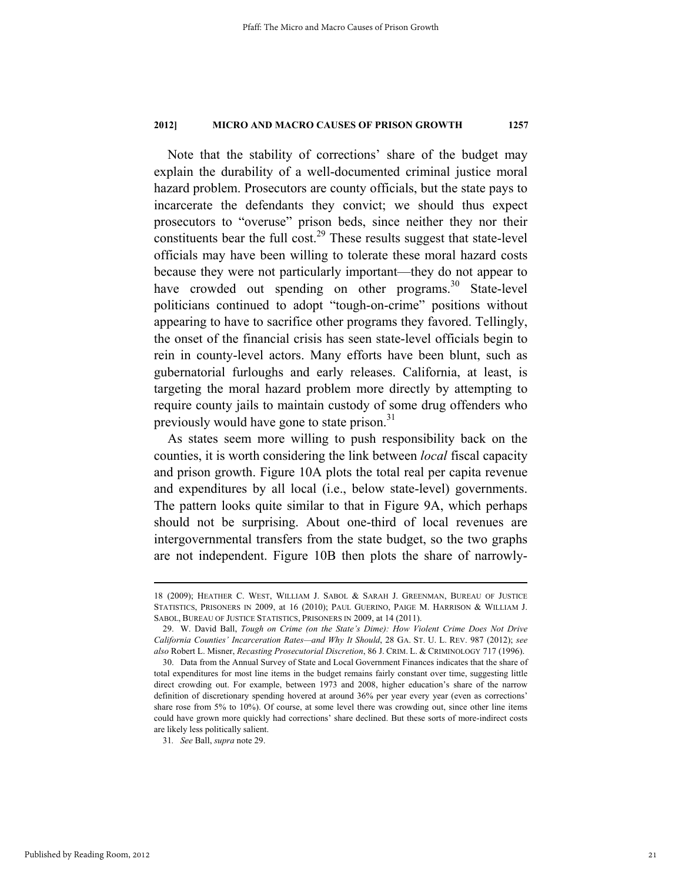Note that the stability of corrections' share of the budget may explain the durability of a well-documented criminal justice moral hazard problem. Prosecutors are county officials, but the state pays to incarcerate the defendants they convict; we should thus expect prosecutors to "overuse" prison beds, since neither they nor their constituents bear the full cost.[29] These results suggest that state-level officials may have been willing to tolerate these moral hazard costs because they were not particularly important—they do not appear to have crowded out spending on other programs.[30] State-level politicians continued to adopt "tough-on-crime" positions without appearing to have to sacrifice other programs they favored. Tellingly, the onset of the financial crisis has seen state-level officials begin to rein in county-level actors. Many efforts have been blunt, such as gubernatorial furloughs and early releases. California, at least, is targeting the moral hazard problem more directly by attempting to require county jails to maintain custody of some drug offenders who previously would have gone to state prison.[31]

As states seem more willing to push responsibility back on the counties, it is worth considering the link between *local* fiscal capacity and prison growth. Figure 10A plots the total real per capita revenue and expenditures by all local (i.e., below state-level) governments. The pattern looks quite similar to that in Figure 9A, which perhaps should not be surprising. About one-third of local revenues are intergovernmental transfers from the state budget, so the two graphs are not independent. Figure 10B then plots the share of narrowly-

---

18 (2009); HEATHER C. WEST, WILLIAM J. SABOL & SARAH J. GREENMAN, BUREAU OF JUSTICE STATISTICS, PRISONERS IN 2009, at 16 (2010); PAUL GUERINO, PAIGE M. HARRISON & WILLIAM J. SABOL, BUREAU OF JUSTICE STATISTICS, PRISONERS IN 2009, at 14 (2011).

29. W. David Ball, *Tough on Crime (on the State's Dime): How Violent Crime Does Not Drive California Counties' Incarceration Rates—and Why It Should*, 28 GA. ST. U. L. REV. 987 (2012); *see also* Robert L. Misner, *Recasting Prosecutorial Discretion*, 86 J. CRIM. L. & CRIMINOLOGY 717 (1996).

30. Data from the Annual Survey of State and Local Government Finances indicates that the share of total expenditures for most line items in the budget remains fairly constant over time, suggesting little direct crowding out. For example, between 1973 and 2008, higher education's share of the narrow definition of discretionary spending hovered at around 36% per year every year (even as corrections' share rose from 5% to 10%). Of course, at some level there was crowding out, since other line items could have grown more quickly had corrections' share declined. But these sorts of more-indirect costs are likely less politically salient.

31. *See* Ball, *supra* note 29.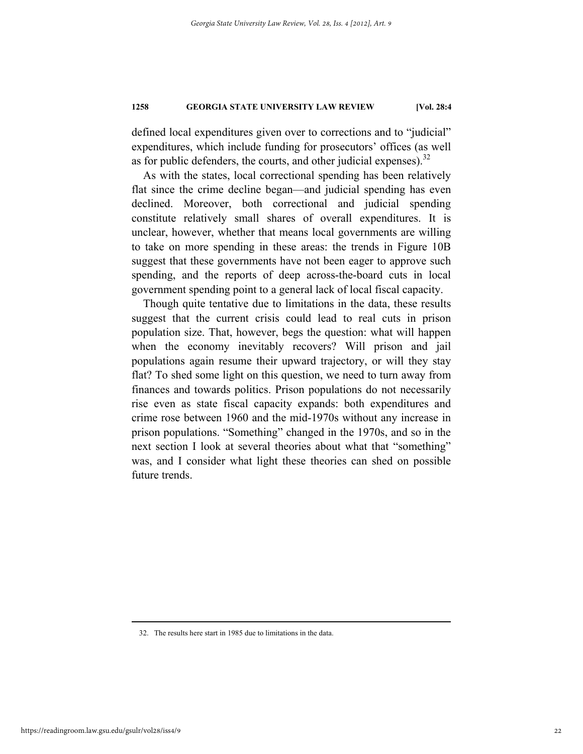defined local expenditures given over to corrections and to "judicial" expenditures, which include funding for prosecutors' offices (as well as for public defenders, the courts, and other judicial expenses).[32]

As with the states, local correctional spending has been relatively flat since the crime decline began—and judicial spending has even declined. Moreover, both correctional and judicial spending constitute relatively small shares of overall expenditures. It is unclear, however, whether that means local governments are willing to take on more spending in these areas: the trends in Figure 10B suggest that these governments have not been eager to approve such spending, and the reports of deep across-the-board cuts in local government spending point to a general lack of local fiscal capacity.

Though quite tentative due to limitations in the data, these results suggest that the current crisis could lead to real cuts in prison population size. That, however, begs the question: what will happen when the economy inevitably recovers? Will prison and jail populations again resume their upward trajectory, or will they stay flat? To shed some light on this question, we need to turn away from finances and towards politics. Prison populations do not necessarily rise even as state fiscal capacity expands: both expenditures and crime rose between 1960 and the mid-1970s without any increase in prison populations. "Something" changed in the 1970s, and so in the next section I look at several theories about what that "something" was, and I consider what light these theories can shed on possible future trends.

---

32. The results here start in 1985 due to limitations in the data.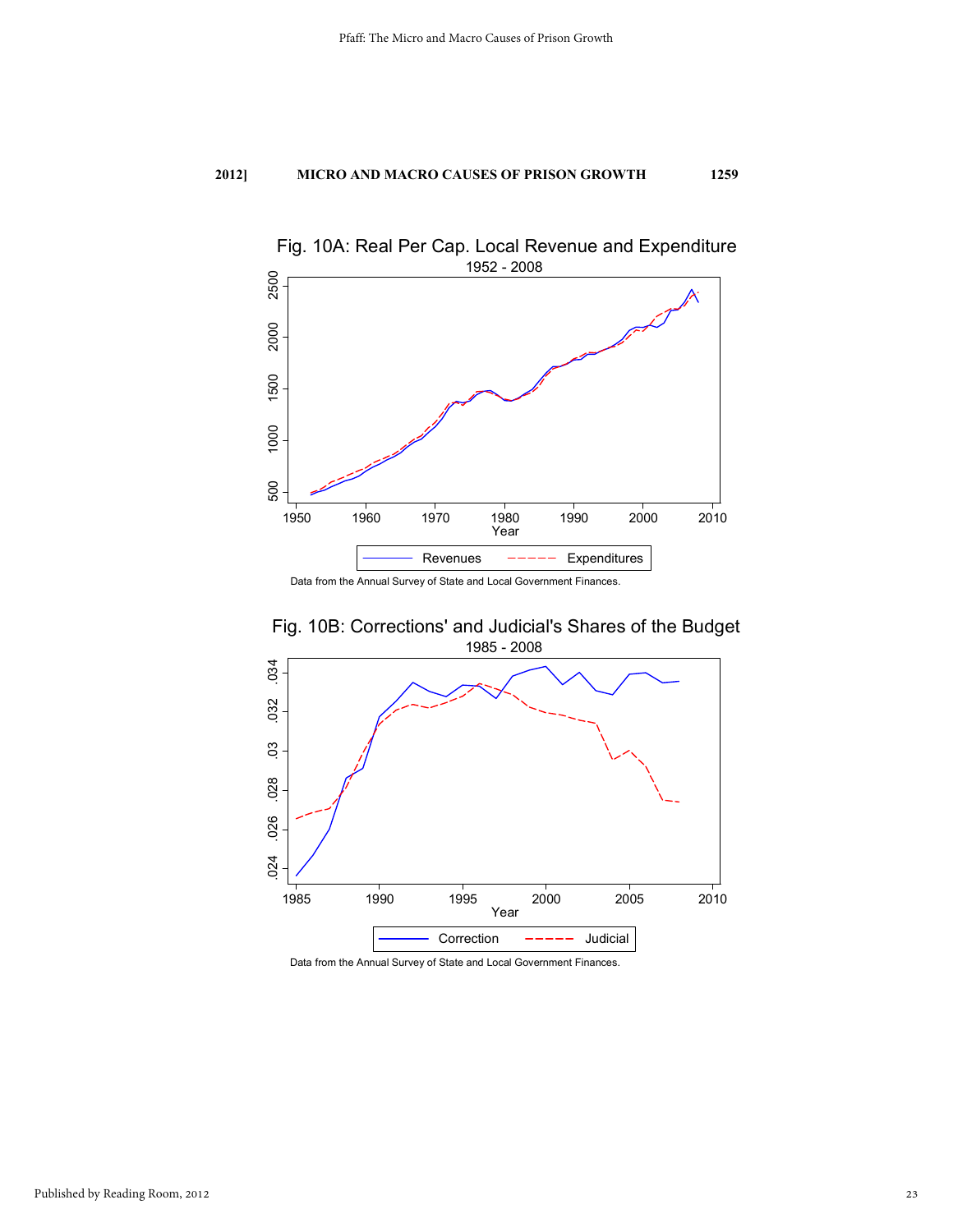Fig. 10A: Real Per Cap. Local Revenue and Expenditure

1952 - 2008

Data from the Annual Survey of State and Local Government Finances.

Fig. 10B: Corrections' and Judicial's Shares of the Budget

1985 - 2008

Data from the Annual Survey of State and Local Government Finances.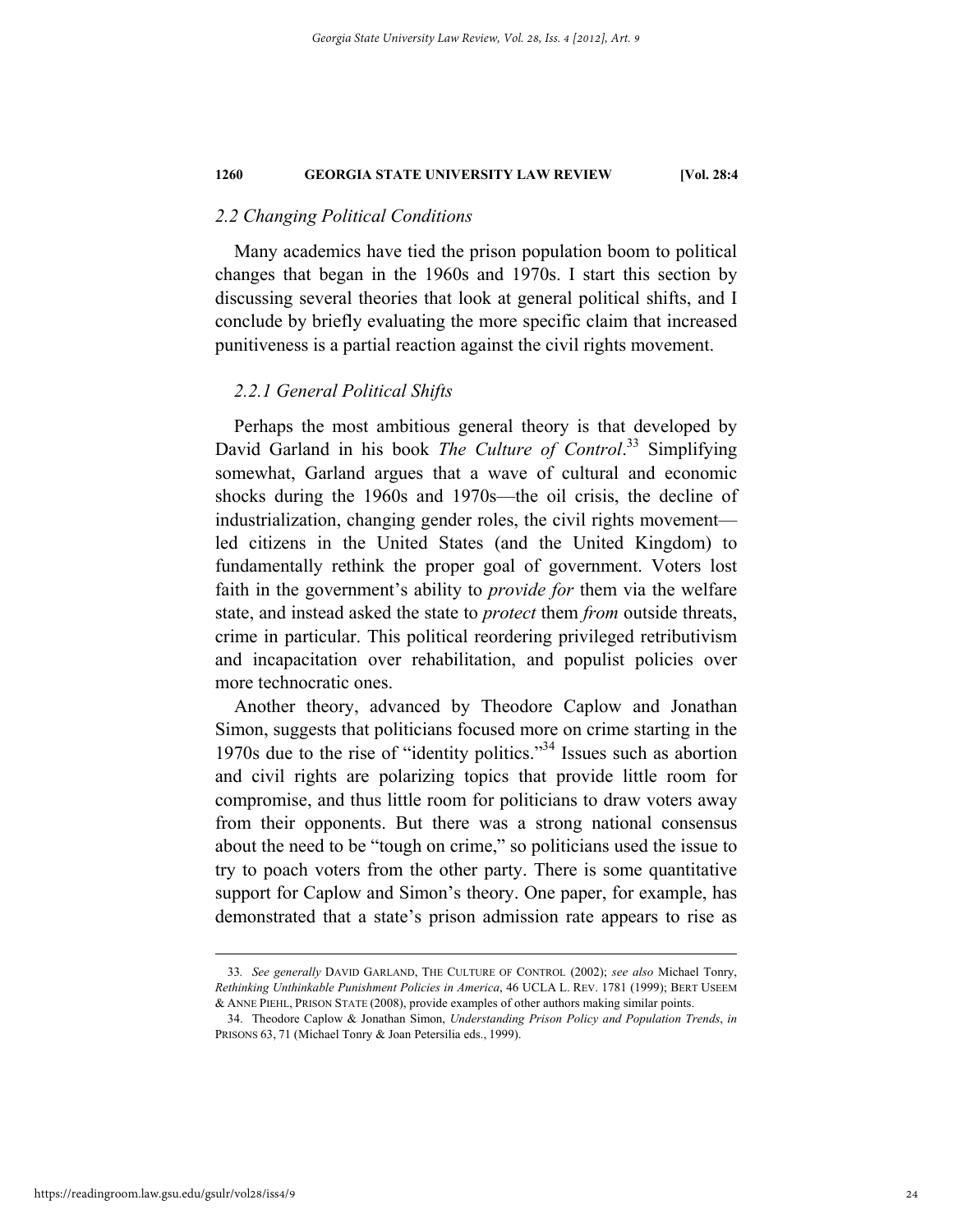### 2.2 Changing Political Conditions

Many academics have tied the prison population boom to political changes that began in the 1960s and 1970s. I start this section by discussing several theories that look at general political shifts, and I conclude by briefly evaluating the more specific claim that increased punitiveness is a partial reaction against the civil rights movement.

#### 2.2.1 General Political Shifts

Perhaps the most ambitious general theory is that developed by David Garland in his book *The Culture of Control*.[33] Simplifying somewhat, Garland argues that a wave of cultural and economic shocks during the 1960s and 1970s—the oil crisis, the decline of industrialization, changing gender roles, the civil rights movement—led citizens in the United States (and the United Kingdom) to fundamentally rethink the proper goal of government. Voters lost faith in the government's ability to *provide for* them via the welfare state, and instead asked the state to *protect* them *from* outside threats, crime in particular. This political reordering privileged retributivism and incapacitation over rehabilitation, and populist policies over more technocratic ones.

Another theory, advanced by Theodore Caplow and Jonathan Simon, suggests that politicians focused more on crime starting in the 1970s due to the rise of "identity politics."[34] Issues such as abortion and civil rights are polarizing topics that provide little room for compromise, and thus little room for politicians to draw voters away from their opponents. But there was a strong national consensus about the need to be "tough on crime," so politicians used the issue to try to poach voters from the other party. There is some quantitative support for Caplow and Simon's theory. One paper, for example, has demonstrated that a state's prison admission rate appears to rise as

---

33. *See generally* DAVID GARLAND, THE CULTURE OF CONTROL (2002); *see also* Michael Tonry, *Rethinking Unthinkable Punishment Policies in America*, 46 UCLA L. REV. 1781 (1999); BERT USEEM & ANNE PIEHL, PRISON STATE (2008), provide examples of other authors making similar points.

34. Theodore Caplow & Jonathan Simon, *Understanding Prison Policy and Population Trends*, *in* PRISONS 63, 71 (Michael Tonry & Joan Petersilia eds., 1999).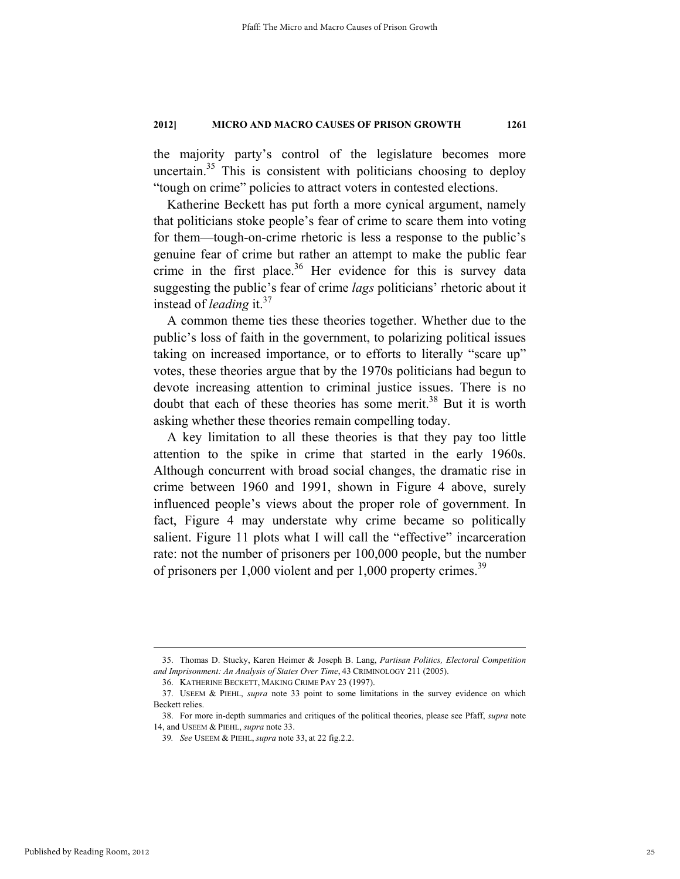the majority party's control of the legislature becomes more uncertain.[35] This is consistent with politicians choosing to deploy "tough on crime" policies to attract voters in contested elections.

Katherine Beckett has put forth a more cynical argument, namely that politicians stoke people's fear of crime to scare them into voting for them—tough-on-crime rhetoric is less a response to the public's genuine fear of crime but rather an attempt to make the public fear crime in the first place.[36] Her evidence for this is survey data suggesting the public's fear of crime *lags* politicians' rhetoric about it instead of *leading* it.[37]

A common theme ties these theories together. Whether due to the public's loss of faith in the government, to polarizing political issues taking on increased importance, or to efforts to literally "scare up" votes, these theories argue that by the 1970s politicians had begun to devote increasing attention to criminal justice issues. There is no doubt that each of these theories has some merit.[38] But it is worth asking whether these theories remain compelling today.

A key limitation to all these theories is that they pay too little attention to the spike in crime that started in the early 1960s. Although concurrent with broad social changes, the dramatic rise in crime between 1960 and 1991, shown in Figure 4 above, surely influenced people's views about the proper role of government. In fact, Figure 4 may understate why crime became so politically salient. Figure 11 plots what I will call the "effective" incarceration rate: not the number of prisoners per 100,000 people, but the number of prisoners per 1,000 violent and per 1,000 property crimes.[39]

---

35. Thomas D. Stucky, Karen Heimer & Joseph B. Lang, *Partisan Politics, Electoral Competition and Imprisonment: An Analysis of States Over Time*, 43 CRIMINOLOGY 211 (2005).

36. KATHERINE BECKETT, MAKING CRIME PAY 23 (1997).

37. USEEM & PIEHL, *supra* note 33 point to some limitations in the survey evidence on which Beckett relies.

38. For more in-depth summaries and critiques of the political theories, please see Pfaff, *supra* note 14, and USEEM & PIEHL, *supra* note 33.

39. *See* USEEM & PIEHL, *supra* note 33, at 22 fig.2.2.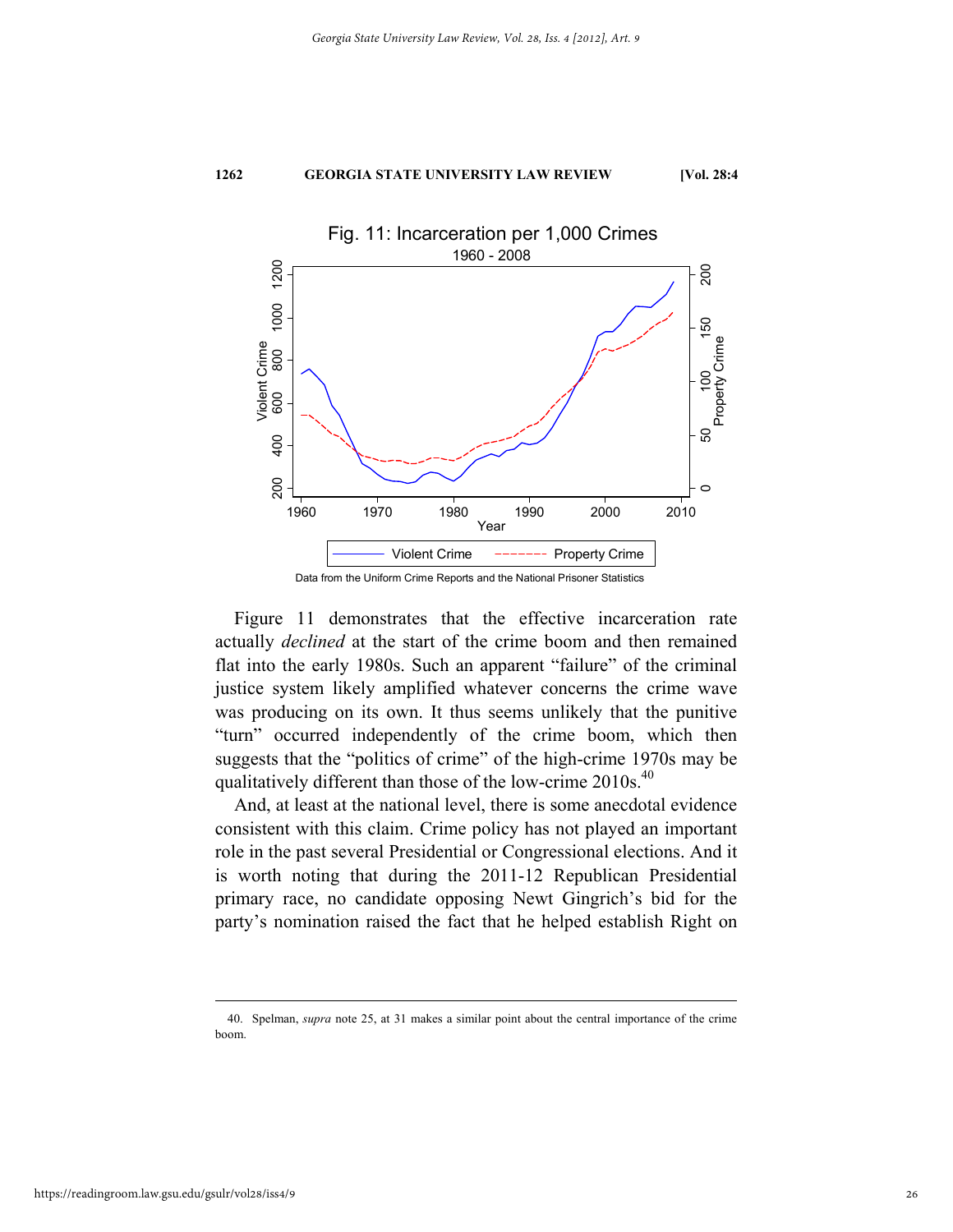Fig. 11: Incarceration per 1,000 Crimes

1960 - 2008

Data from the Uniform Crime Reports and the National Prisoner Statistics

Figure 11 demonstrates that the effective incarceration rate actually *declined* at the start of the crime boom and then remained flat into the early 1980s. Such an apparent "failure" of the criminal justice system likely amplified whatever concerns the crime wave was producing on its own. It thus seems unlikely that the punitive "turn" occurred independently of the crime boom, which then suggests that the "politics of crime" of the high-crime 1970s may be qualitatively different than those of the low-crime 2010s.[40]

And, at least at the national level, there is some anecdotal evidence consistent with this claim. Crime policy has not played an important role in the past several Presidential or Congressional elections. And it is worth noting that during the 2011-12 Republican Presidential primary race, no candidate opposing Newt Gingrich's bid for the party's nomination raised the fact that he helped establish Right on

---

40. Spelman, *supra* note 25, at 31 makes a similar point about the central importance of the crime boom.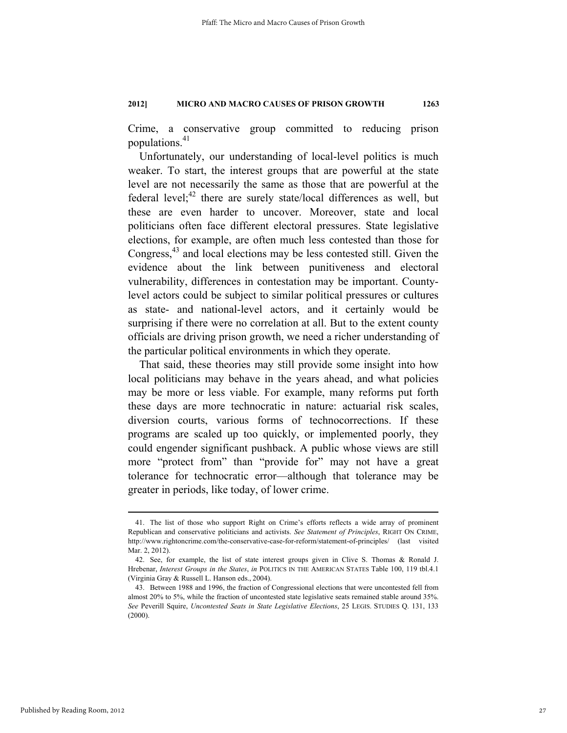Crime, a conservative group committed to reducing prison populations.[41]

Unfortunately, our understanding of local-level politics is much weaker. To start, the interest groups that are powerful at the state level are not necessarily the same as those that are powerful at the federal level;[42] there are surely state/local differences as well, but these are even harder to uncover. Moreover, state and local politicians often face different electoral pressures. State legislative elections, for example, are often much less contested than those for Congress,[43] and local elections may be less contested still. Given the evidence about the link between punitiveness and electoral vulnerability, differences in contestation may be important. County-level actors could be subject to similar political pressures or cultures as state- and national-level actors, and it certainly would be surprising if there were no correlation at all. But to the extent county officials are driving prison growth, we need a richer understanding of the particular political environments in which they operate.

That said, these theories may still provide some insight into how local politicians may behave in the years ahead, and what policies may be more or less viable. For example, many reforms put forth these days are more technocratic in nature: actuarial risk scales, diversion courts, various forms of technocorrections. If these programs are scaled up too quickly, or implemented poorly, they could engender significant pushback. A public whose views are still more "protect from" than "provide for" may not have a great tolerance for technocratic error—although that tolerance may be greater in periods, like today, of lower crime.

---

41. The list of those who support Right on Crime's efforts reflects a wide array of prominent Republican and conservative politicians and activists. *See Statement of Principles*, RIGHT ON CRIME, http://www.rightoncrime.com/the-conservative-case-for-reform/statement-of-principles/ (last visited Mar. 2, 2012).

42. See, for example, the list of state interest groups given in Clive S. Thomas & Ronald J. Hrebenar, *Interest Groups in the States*, *in* POLITICS IN THE AMERICAN STATES Table 100, 119 tbl.4.1 (Virginia Gray & Russell L. Hanson eds., 2004).

43. Between 1988 and 1996, the fraction of Congressional elections that were uncontested fell from almost 20% to 5%, while the fraction of uncontested state legislative seats remained stable around 35%. *See* Peverill Squire, *Uncontested Seats in State Legislative Elections*, 25 LEGIS. STUDIES Q. 131, 133 (2000).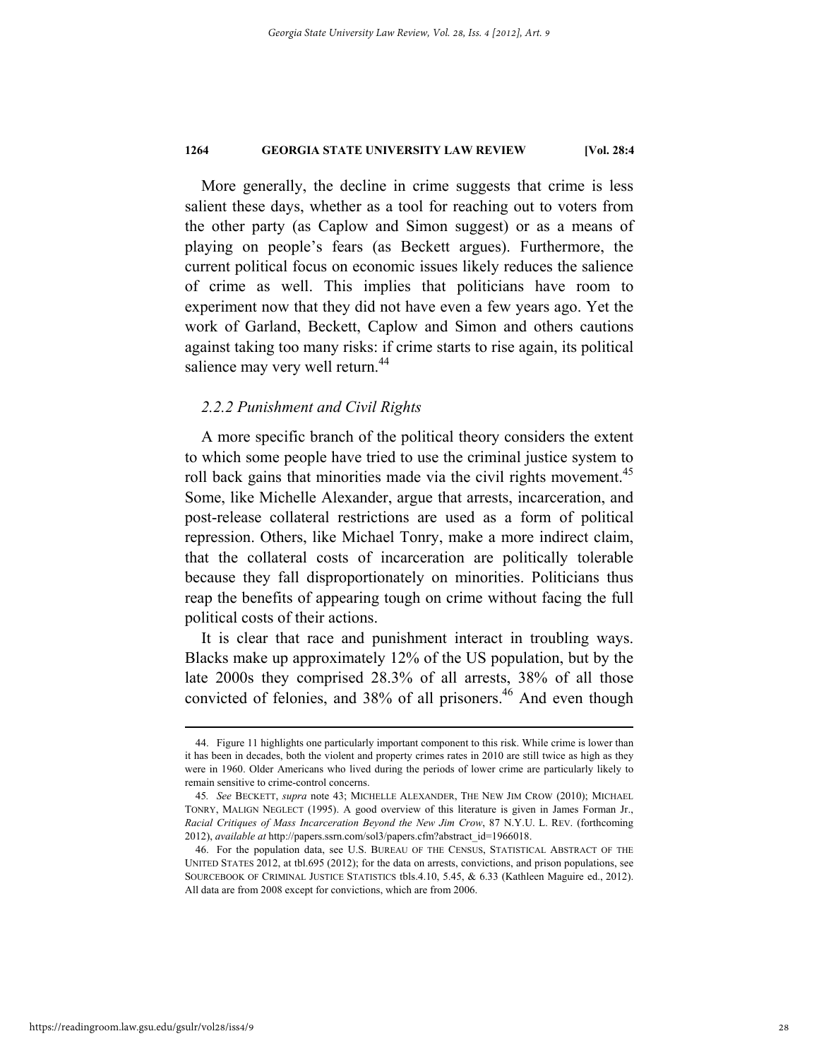More generally, the decline in crime suggests that crime is less salient these days, whether as a tool for reaching out to voters from the other party (as Caplow and Simon suggest) or as a means of playing on people's fears (as Beckett argues). Furthermore, the current political focus on economic issues likely reduces the salience of crime as well. This implies that politicians have room to experiment now that they did not have even a few years ago. Yet the work of Garland, Beckett, Caplow and Simon and others cautions against taking too many risks: if crime starts to rise again, its political salience may very well return.[44]

### *2.2.2 Punishment and Civil Rights*

A more specific branch of the political theory considers the extent to which some people have tried to use the criminal justice system to roll back gains that minorities made via the civil rights movement.[45] Some, like Michelle Alexander, argue that arrests, incarceration, and post-release collateral restrictions are used as a form of political repression. Others, like Michael Tonry, make a more indirect claim, that the collateral costs of incarceration are politically tolerable because they fall disproportionately on minorities. Politicians thus reap the benefits of appearing tough on crime without facing the full political costs of their actions.

It is clear that race and punishment interact in troubling ways. Blacks make up approximately 12% of the US population, but by the late 2000s they comprised 28.3% of all arrests, 38% of all those convicted of felonies, and 38% of all prisoners.[46] And even though

---

44. Figure 11 highlights one particularly important component to this risk. While crime is lower than it has been in decades, both the violent and property crimes rates in 2010 are still twice as high as they were in 1960. Older Americans who lived during the periods of lower crime are particularly likely to remain sensitive to crime-control concerns.

45. *See* BECKETT, *supra* note 43; MICHELLE ALEXANDER, THE NEW JIM CROW (2010); MICHAEL TONRY, MALIGN NEGLECT (1995). A good overview of this literature is given in James Forman Jr., *Racial Critiques of Mass Incarceration Beyond the New Jim Crow*, 87 N.Y.U. L. REV. (forthcoming 2012), *available at* http://papers.ssrn.com/sol3/papers.cfm?abstract_id=1966018.

46. For the population data, see U.S. BUREAU OF THE CENSUS, STATISTICAL ABSTRACT OF THE UNITED STATES 2012, at tbl.695 (2012); for the data on arrests, convictions, and prison populations, see SOURCEBOOK OF CRIMINAL JUSTICE STATISTICS tbls.4.10, 5.45, & 6.33 (Kathleen Maguire ed., 2012). All data are from 2008 except for convictions, which are from 2006.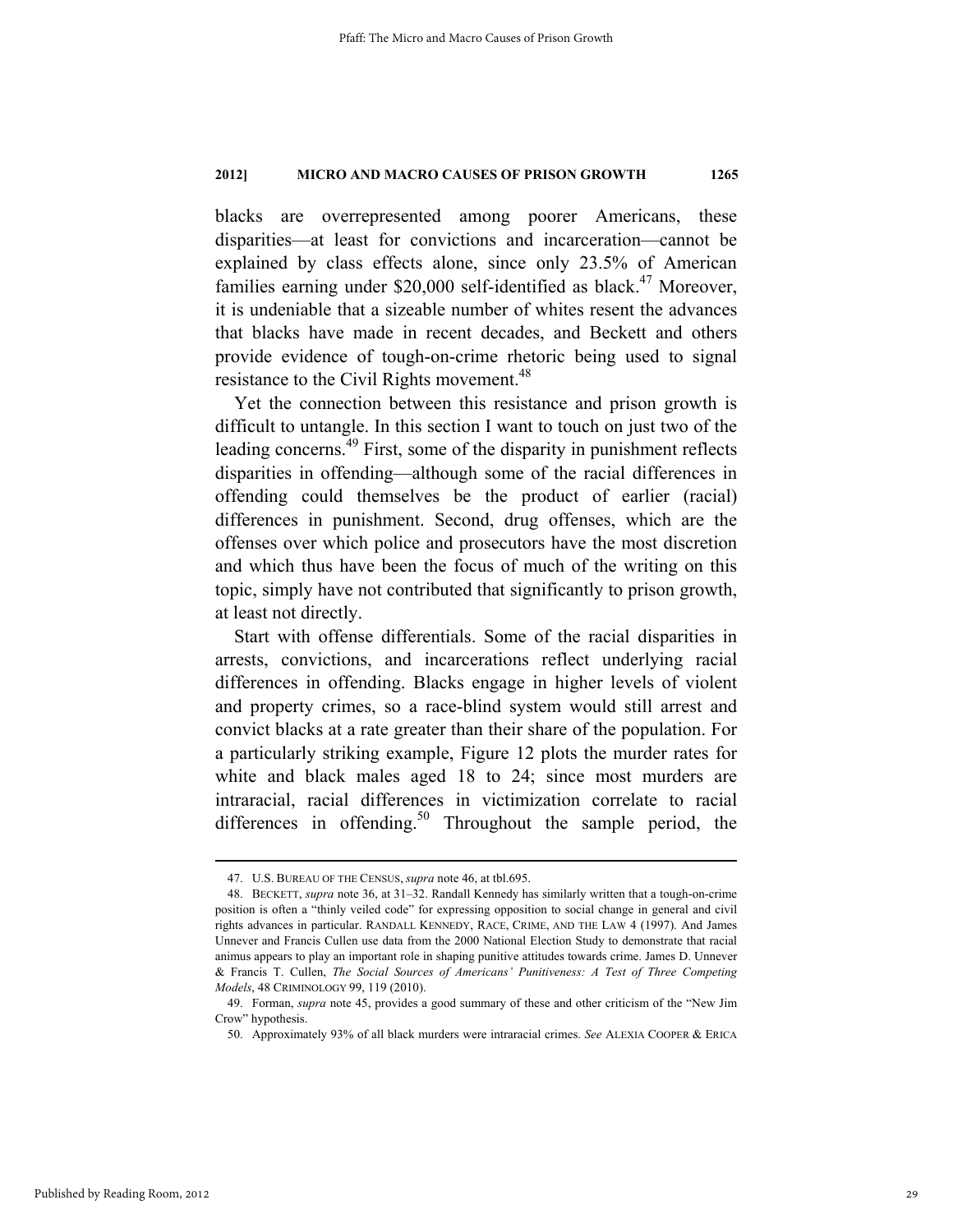blacks are overrepresented among poorer Americans, these disparities—at least for convictions and incarceration—cannot be explained by class effects alone, since only 23.5% of American families earning under $20,000 self-identified as black.[47] Moreover, it is undeniable that a sizeable number of whites resent the advances that blacks have made in recent decades, and Beckett and others provide evidence of tough-on-crime rhetoric being used to signal resistance to the Civil Rights movement.[48]

Yet the connection between this resistance and prison growth is difficult to untangle. In this section I want to touch on just two of the leading concerns.[49] First, some of the disparity in punishment reflects disparities in offending—although some of the racial differences in offending could themselves be the product of earlier (racial) differences in punishment. Second, drug offenses, which are the offenses over which police and prosecutors have the most discretion and which thus have been the focus of much of the writing on this topic, simply have not contributed that significantly to prison growth, at least not directly.

Start with offense differentials. Some of the racial disparities in arrests, convictions, and incarcerations reflect underlying racial differences in offending. Blacks engage in higher levels of violent and property crimes, so a race-blind system would still arrest and convict blacks at a rate greater than their share of the population. For a particularly striking example, Figure 12 plots the murder rates for white and black males aged 18 to 24; since most murders are intraracial, racial differences in victimization correlate to racial differences in offending.[50] Throughout the sample period, the

---

47. U.S. BUREAU OF THE CENSUS, *supra* note 46, at tbl.695.

48. BECKETT, *supra* note 36, at 31–32. Randall Kennedy has similarly written that a tough-on-crime position is often a "thinly veiled code" for expressing opposition to social change in general and civil rights advances in particular. RANDALL KENNEDY, RACE, CRIME, AND THE LAW 4 (1997). And James Unnever and Francis Cullen use data from the 2000 National Election Study to demonstrate that racial animus appears to play an important role in shaping punitive attitudes towards crime. James D. Unnever & Francis T. Cullen, *The Social Sources of Americans' Punitiveness: A Test of Three Competing Models*, 48 CRIMINOLOGY 99, 119 (2010).

49. Forman, *supra* note 45, provides a good summary of these and other criticism of the "New Jim Crow" hypothesis.

50. Approximately 93% of all black murders were intraracial crimes. *See* ALEXIA COOPER & ERICA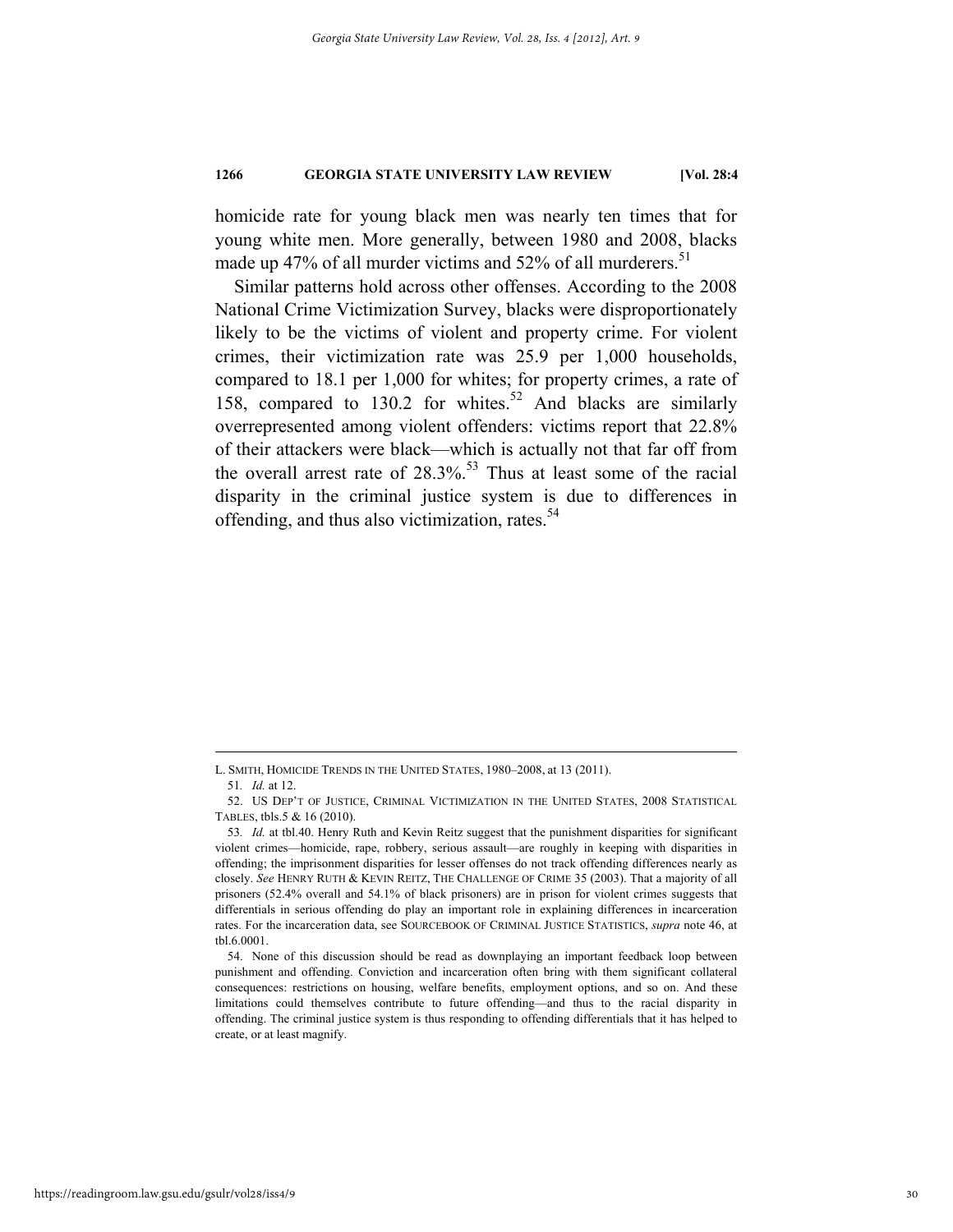homicide rate for young black men was nearly ten times that for young white men. More generally, between 1980 and 2008, blacks made up 47% of all murder victims and 52% of all murderers.[51]

Similar patterns hold across other offenses. According to the 2008 National Crime Victimization Survey, blacks were disproportionately likely to be the victims of violent and property crime. For violent crimes, their victimization rate was 25.9 per 1,000 households, compared to 18.1 per 1,000 for whites; for property crimes, a rate of 158, compared to 130.2 for whites.[52] And blacks are similarly overrepresented among violent offenders: victims report that 22.8% of their attackers were black—which is actually not that far off from the overall arrest rate of 28.3%.[53] Thus at least some of the racial disparity in the criminal justice system is due to differences in offending, and thus also victimization, rates.[54]

---

L. SMITH, HOMICIDE TRENDS IN THE UNITED STATES, 1980–2008, at 13 (2011).

51. *Id.* at 12.

52. US DEP'T OF JUSTICE, CRIMINAL VICTIMIZATION IN THE UNITED STATES, 2008 STATISTICAL TABLES, tbls.5 & 16 (2010).

53. *Id.* at tbl.40. Henry Ruth and Kevin Reitz suggest that the punishment disparities for significant violent crimes—homicide, rape, robbery, serious assault—are roughly in keeping with disparities in offending; the imprisonment disparities for lesser offenses do not track offending differences nearly as closely. *See* HENRY RUTH & KEVIN REITZ, THE CHALLENGE OF CRIME 35 (2003). That a majority of all prisoners (52.4% overall and 54.1% of black prisoners) are in prison for violent crimes suggests that differentials in serious offending do play an important role in explaining differences in incarceration rates. For the incarceration data, see SOURCEBOOK OF CRIMINAL JUSTICE STATISTICS, *supra* note 46, at tbl.6.0001.

54. None of this discussion should be read as downplaying an important feedback loop between punishment and offending. Conviction and incarceration often bring with them significant collateral consequences: restrictions on housing, welfare benefits, employment options, and so on. And these limitations could themselves contribute to future offending—and thus to the racial disparity in offending. The criminal justice system is thus responding to offending differentials that it has helped to create, or at least magnify.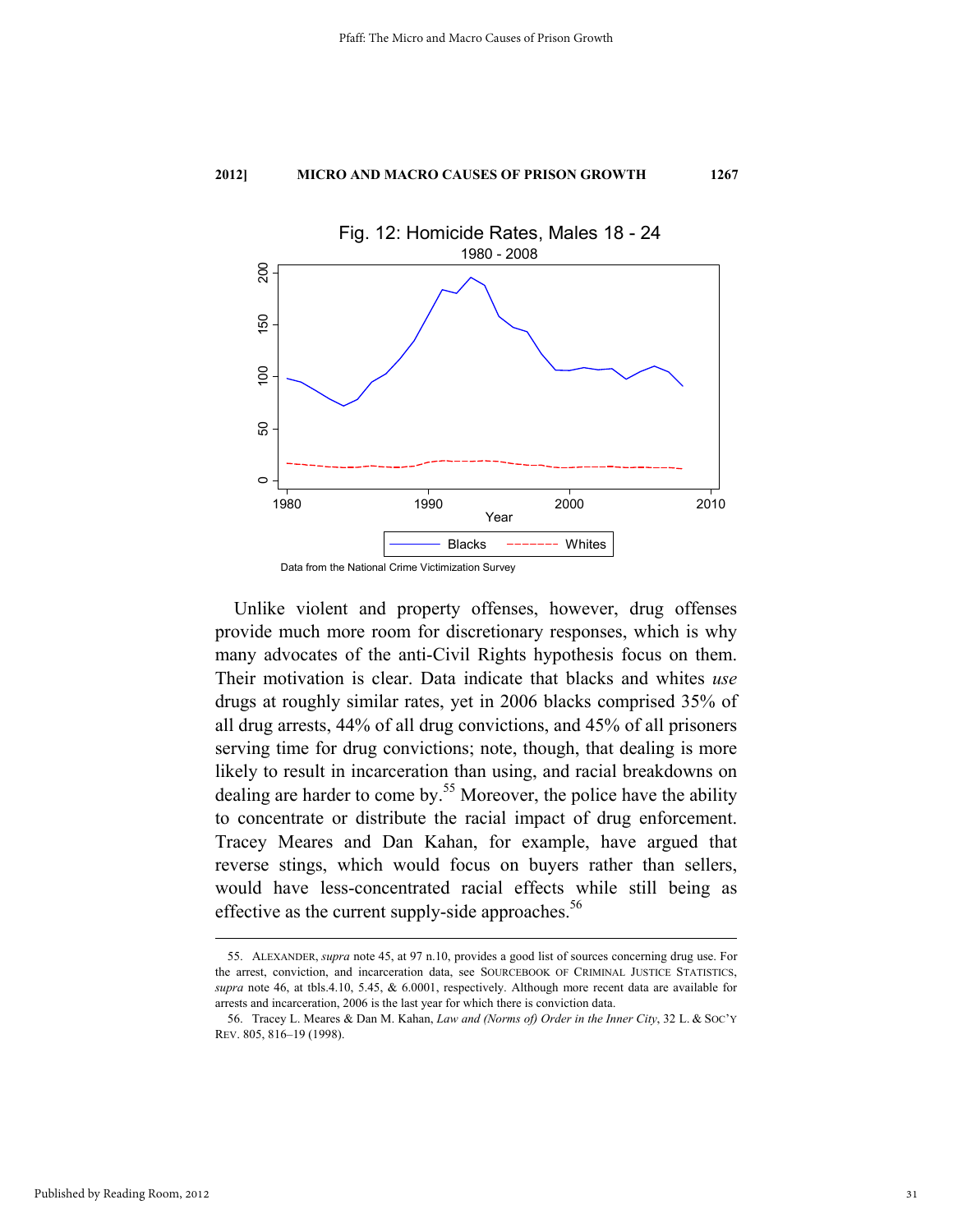Fig. 12: Homicide Rates, Males 18 - 24

1980 - 2008

Data from the National Crime Victimization Survey

Unlike violent and property offenses, however, drug offenses provide much more room for discretionary responses, which is why many advocates of the anti-Civil Rights hypothesis focus on them. Their motivation is clear. Data indicate that blacks and whites *use* drugs at roughly similar rates, yet in 2006 blacks comprised 35% of all drug arrests, 44% of all drug convictions, and 45% of all prisoners serving time for drug convictions; note, though, that dealing is more likely to result in incarceration than using, and racial breakdowns on dealing are harder to come by.[55] Moreover, the police have the ability to concentrate or distribute the racial impact of drug enforcement. Tracey Meares and Dan Kahan, for example, have argued that reverse stings, which would focus on buyers rather than sellers, would have less-concentrated racial effects while still being as effective as the current supply-side approaches.[56]

---

55. ALEXANDER, *supra* note 45, at 97 n.10, provides a good list of sources concerning drug use. For the arrest, conviction, and incarceration data, see SOURCEBOOK OF CRIMINAL JUSTICE STATISTICS, *supra* note 46, at tbls.4.10, 5.45, & 6.0001, respectively. Although more recent data are available for arrests and incarceration, 2006 is the last year for which there is conviction data.

56. Tracey L. Meares & Dan M. Kahan, *Law and (Norms of) Order in the Inner City*, 32 L. & SOC'Y REV. 805, 816–19 (1998).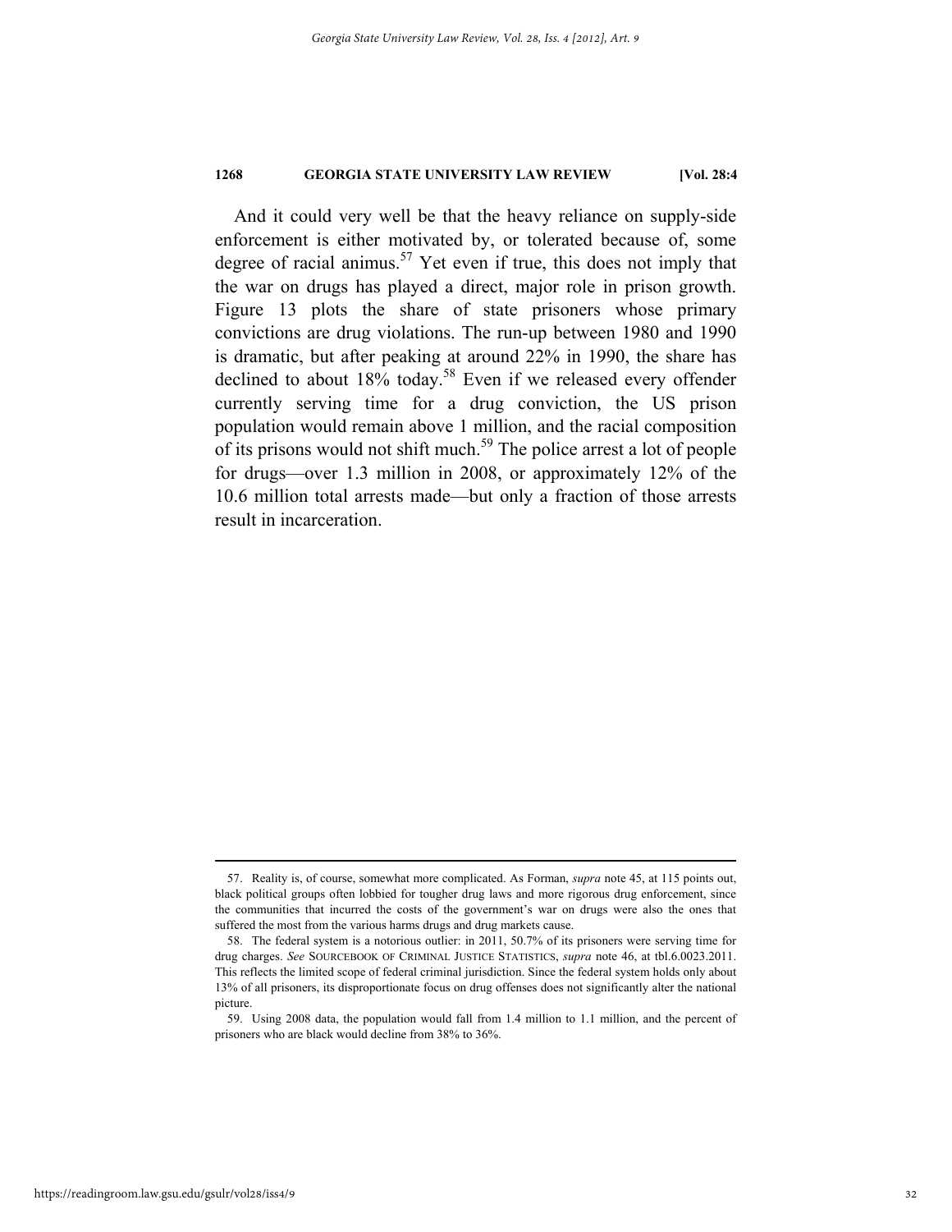And it could very well be that the heavy reliance on supply-side enforcement is either motivated by, or tolerated because of, some degree of racial animus.[57] Yet even if true, this does not imply that the war on drugs has played a direct, major role in prison growth. Figure 13 plots the share of state prisoners whose primary convictions are drug violations. The run-up between 1980 and 1990 is dramatic, but after peaking at around 22% in 1990, the share has declined to about 18% today.[58] Even if we released every offender currently serving time for a drug conviction, the US prison population would remain above 1 million, and the racial composition of its prisons would not shift much.[59] The police arrest a lot of people for drugs—over 1.3 million in 2008, or approximately 12% of the 10.6 million total arrests made—but only a fraction of those arrests result in incarceration.

---

57. Reality is, of course, somewhat more complicated. As Forman, *supra* note 45, at 115 points out, black political groups often lobbied for tougher drug laws and more rigorous drug enforcement, since the communities that incurred the costs of the government's war on drugs were also the ones that suffered the most from the various harms drugs and drug markets cause.

58. The federal system is a notorious outlier: in 2011, 50.7% of its prisoners were serving time for drug charges. *See* SOURCEBOOK OF CRIMINAL JUSTICE STATISTICS, *supra* note 46, at tbl.6.0023.2011. This reflects the limited scope of federal criminal jurisdiction. Since the federal system holds only about 13% of all prisoners, its disproportionate focus on drug offenses does not significantly alter the national picture.

59. Using 2008 data, the population would fall from 1.4 million to 1.1 million, and the percent of prisoners who are black would decline from 38% to 36%.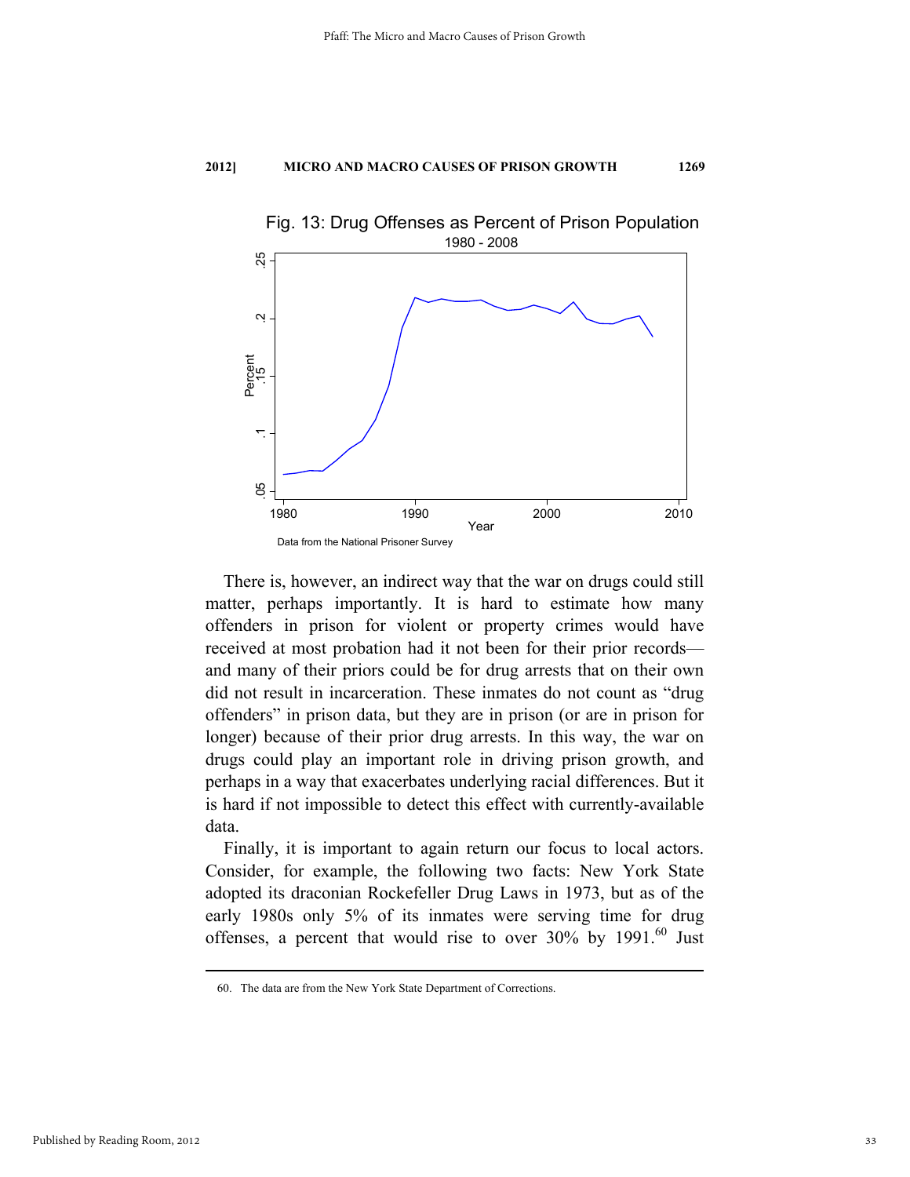Fig. 13: Drug Offenses as Percent of Prison Population

1980 - 2008

Data from the National Prisoner Survey

There is, however, an indirect way that the war on drugs could still matter, perhaps importantly. It is hard to estimate how many offenders in prison for violent or property crimes would have received at most probation had it not been for their prior records—and many of their priors could be for drug arrests that on their own did not result in incarceration. These inmates do not count as "drug offenders" in prison data, but they are in prison (or are in prison for longer) because of their prior drug arrests. In this way, the war on drugs could play an important role in driving prison growth, and perhaps in a way that exacerbates underlying racial differences. But it is hard if not impossible to detect this effect with currently-available data.

Finally, it is important to again return our focus to local actors. Consider, for example, the following two facts: New York State adopted its draconian Rockefeller Drug Laws in 1973, but as of the early 1980s only 5% of its inmates were serving time for drug offenses, a percent that would rise to over 30% by 1991.[60] Just

---

60. The data are from the New York State Department of Corrections.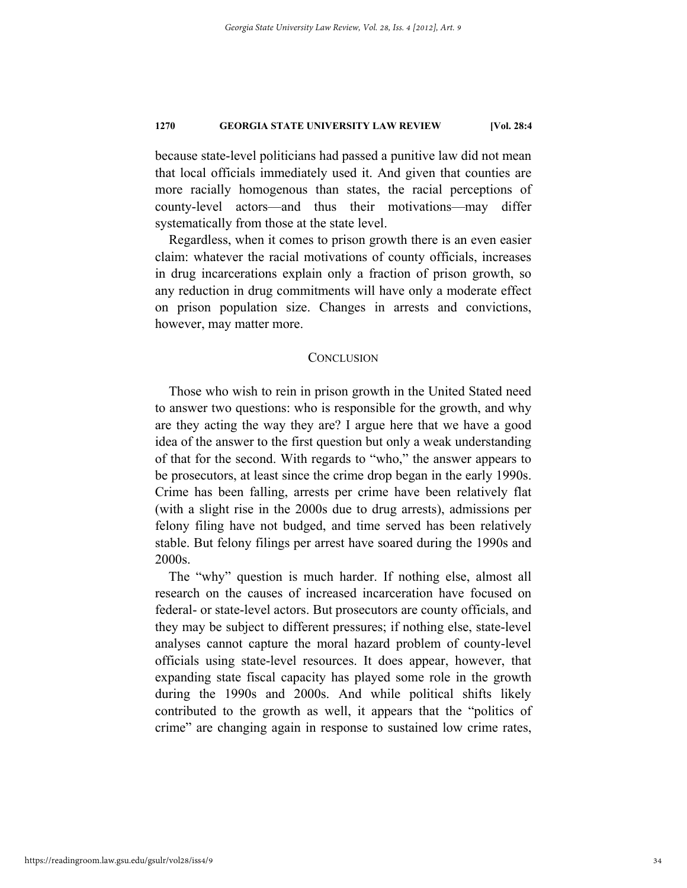because state-level politicians had passed a punitive law did not mean that local officials immediately used it. And given that counties are more racially homogenous than states, the racial perceptions of county-level actors—and thus their motivations—may differ systematically from those at the state level.

Regardless, when it comes to prison growth there is an even easier claim: whatever the racial motivations of county officials, increases in drug incarcerations explain only a fraction of prison growth, so any reduction in drug commitments will have only a moderate effect on prison population size. Changes in arrests and convictions, however, may matter more.

## CONCLUSION

Those who wish to rein in prison growth in the United Stated need to answer two questions: who is responsible for the growth, and why are they acting the way they are? I argue here that we have a good idea of the answer to the first question but only a weak understanding of that for the second. With regards to "who," the answer appears to be prosecutors, at least since the crime drop began in the early 1990s. Crime has been falling, arrests per crime have been relatively flat (with a slight rise in the 2000s due to drug arrests), admissions per felony filing have not budged, and time served has been relatively stable. But felony filings per arrest have soared during the 1990s and 2000s.

The "why" question is much harder. If nothing else, almost all research on the causes of increased incarceration have focused on federal- or state-level actors. But prosecutors are county officials, and they may be subject to different pressures; if nothing else, state-level analyses cannot capture the moral hazard problem of county-level officials using state-level resources. It does appear, however, that expanding state fiscal capacity has played some role in the growth during the 1990s and 2000s. And while political shifts likely contributed to the growth as well, it appears that the "politics of crime" are changing again in response to sustained low crime rates,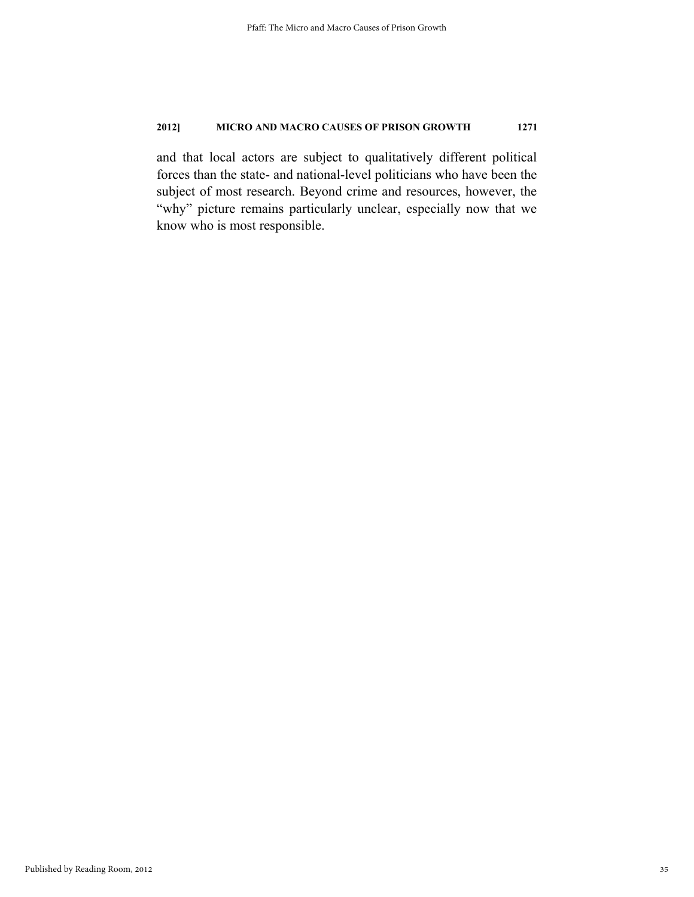and that local actors are subject to qualitatively different political forces than the state- and national-level politicians who have been the subject of most research. Beyond crime and resources, however, the "why" picture remains particularly unclear, especially now that we know who is most responsible.